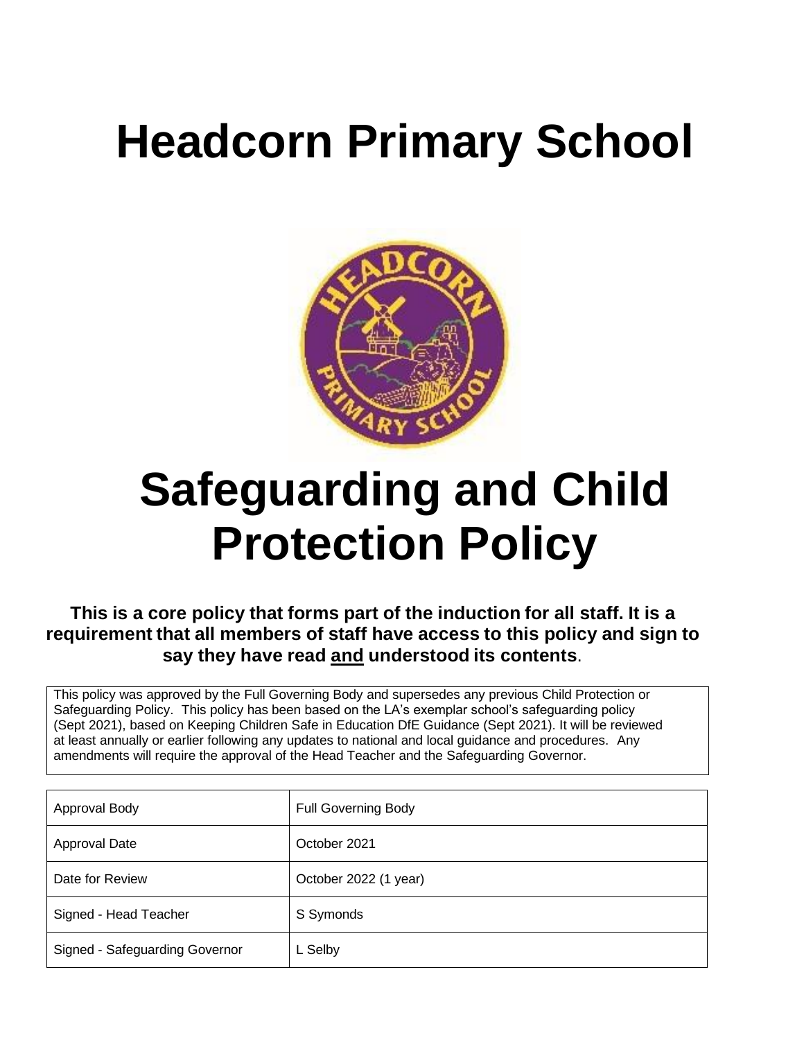# Headcorn Primary School

# Safeguarding and Child Protection Policy

**This is a core policy that forms part of the induction for all staff. It is a requirement that all members of staff have access to this policy and sign to say they have read and understood its contents.**

This policy was approved by the Full Governing Body and supersedes any previous Child Protection or Safeguarding Policy. This policy has been based on the LA's exemplar school's safeguarding policy (Sept 2021), based on Keeping Children Safe in Education DfE Guidance (Sept 2021). It will be reviewed at least annually or earlier following any updates to national and local guidance and procedures. Any amendments will require the approval of the Head Teacher and the Safeguarding Governor.

| | |
|---|---|
| Approval Body | Full Governing Body |
| Approval Date | October 2021 |
| Date for Review | October 2022 (1 year) |
| Signed - Head Teacher | S Symonds |
| Signed - Safeguarding Governor | L Selby |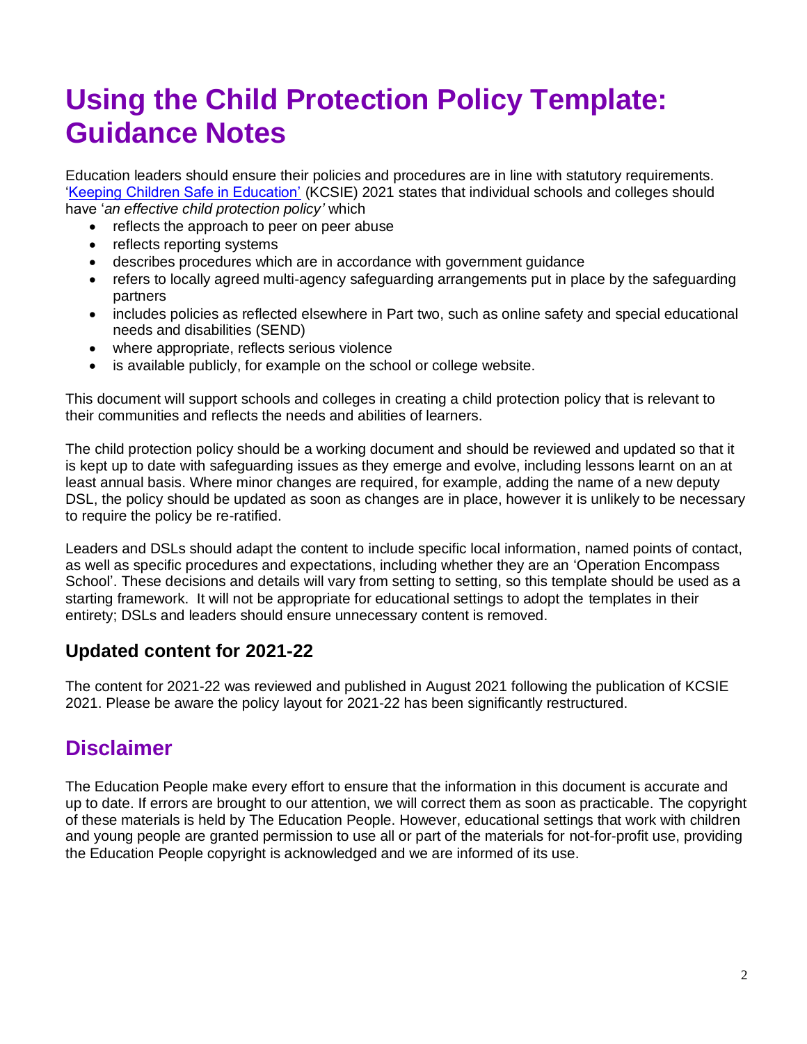# Using the Child Protection Policy Template: Guidance Notes

Education leaders should ensure their policies and procedures are in line with statutory requirements. '[Keeping Children Safe in Education'](#) (KCSIE) 2021 states that individual schools and colleges should have '*an effective child protection policy'* which

- reflects the approach to peer on peer abuse
- reflects reporting systems
- describes procedures which are in accordance with government guidance
- refers to locally agreed multi-agency safeguarding arrangements put in place by the safeguarding partners
- includes policies as reflected elsewhere in Part two, such as online safety and special educational needs and disabilities (SEND)
- where appropriate, reflects serious violence
- is available publicly, for example on the school or college website.

This document will support schools and colleges in creating a child protection policy that is relevant to their communities and reflects the needs and abilities of learners.

The child protection policy should be a working document and should be reviewed and updated so that it is kept up to date with safeguarding issues as they emerge and evolve, including lessons learnt on an at least annual basis. Where minor changes are required, for example, adding the name of a new deputy DSL, the policy should be updated as soon as changes are in place, however it is unlikely to be necessary to require the policy be re-ratified.

Leaders and DSLs should adapt the content to include specific local information, named points of contact, as well as specific procedures and expectations, including whether they are an 'Operation Encompass School'. These decisions and details will vary from setting to setting, so this template should be used as a starting framework. It will not be appropriate for educational settings to adopt the templates in their entirety; DSLs and leaders should ensure unnecessary content is removed.

### Updated content for 2021-22

The content for 2021-22 was reviewed and published in August 2021 following the publication of KCSIE 2021. Please be aware the policy layout for 2021-22 has been significantly restructured.

## Disclaimer

The Education People make every effort to ensure that the information in this document is accurate and up to date. If errors are brought to our attention, we will correct them as soon as practicable. The copyright of these materials is held by The Education People. However, educational settings that work with children and young people are granted permission to use all or part of the materials for not-for-profit use, providing the Education People copyright is acknowledged and we are informed of its use.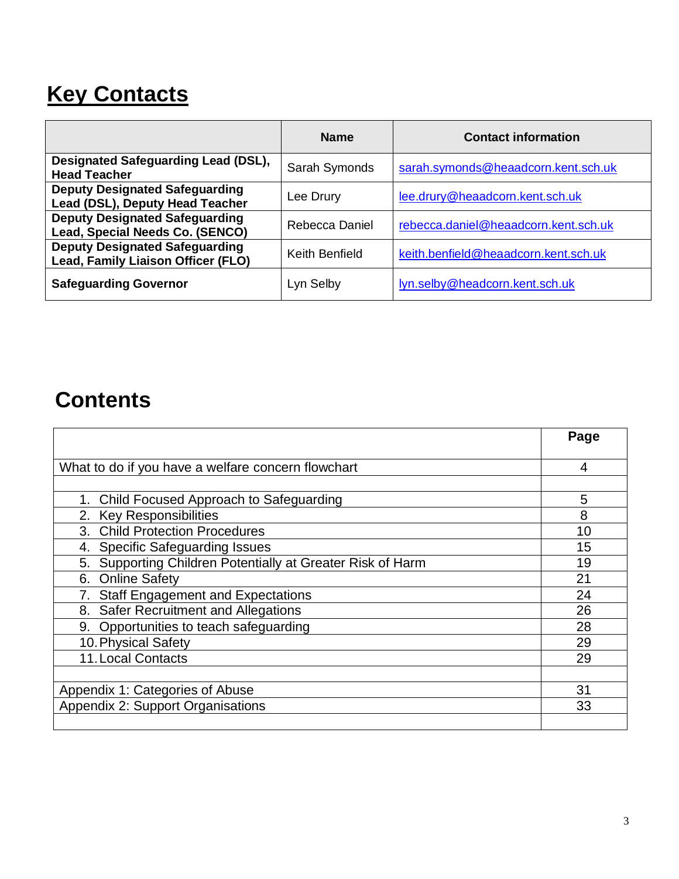# Key Contacts

| | Name | Contact information |
|---|---|---|
| **Designated Safeguarding Lead (DSL), Head Teacher** | Sarah Symonds | sarah.symonds@heaadcorn.kent.sch.uk |
| **Deputy Designated Safeguarding Lead (DSL), Deputy Head Teacher** | Lee Drury | lee.drury@heaadcorn.kent.sch.uk |
| **Deputy Designated Safeguarding Lead, Special Needs Co. (SENCO)** | Rebecca Daniel | rebecca.daniel@heaadcorn.kent.sch.uk |
| **Deputy Designated Safeguarding Lead, Family Liaison Officer (FLO)** | Keith Benfield | keith.benfield@heaadcorn.kent.sch.uk |
| **Safeguarding Governor** | Lyn Selby | lyn.selby@headcorn.kent.sch.uk |

# Contents

| | Page |
|---|---|
| What to do if you have a welfare concern flowchart | 4 |
| | |
| 1. Child Focused Approach to Safeguarding | 5 |
| 2. Key Responsibilities | 8 |
| 3. Child Protection Procedures | 10 |
| 4. Specific Safeguarding Issues | 15 |
| 5. Supporting Children Potentially at Greater Risk of Harm | 19 |
| 6. Online Safety | 21 |
| 7. Staff Engagement and Expectations | 24 |
| 8. Safer Recruitment and Allegations | 26 |
| 9. Opportunities to teach safeguarding | 28 |
| 10. Physical Safety | 29 |
| 11. Local Contacts | 29 |
| | |
| Appendix 1: Categories of Abuse | 31 |
| Appendix 2: Support Organisations | 33 |
| | |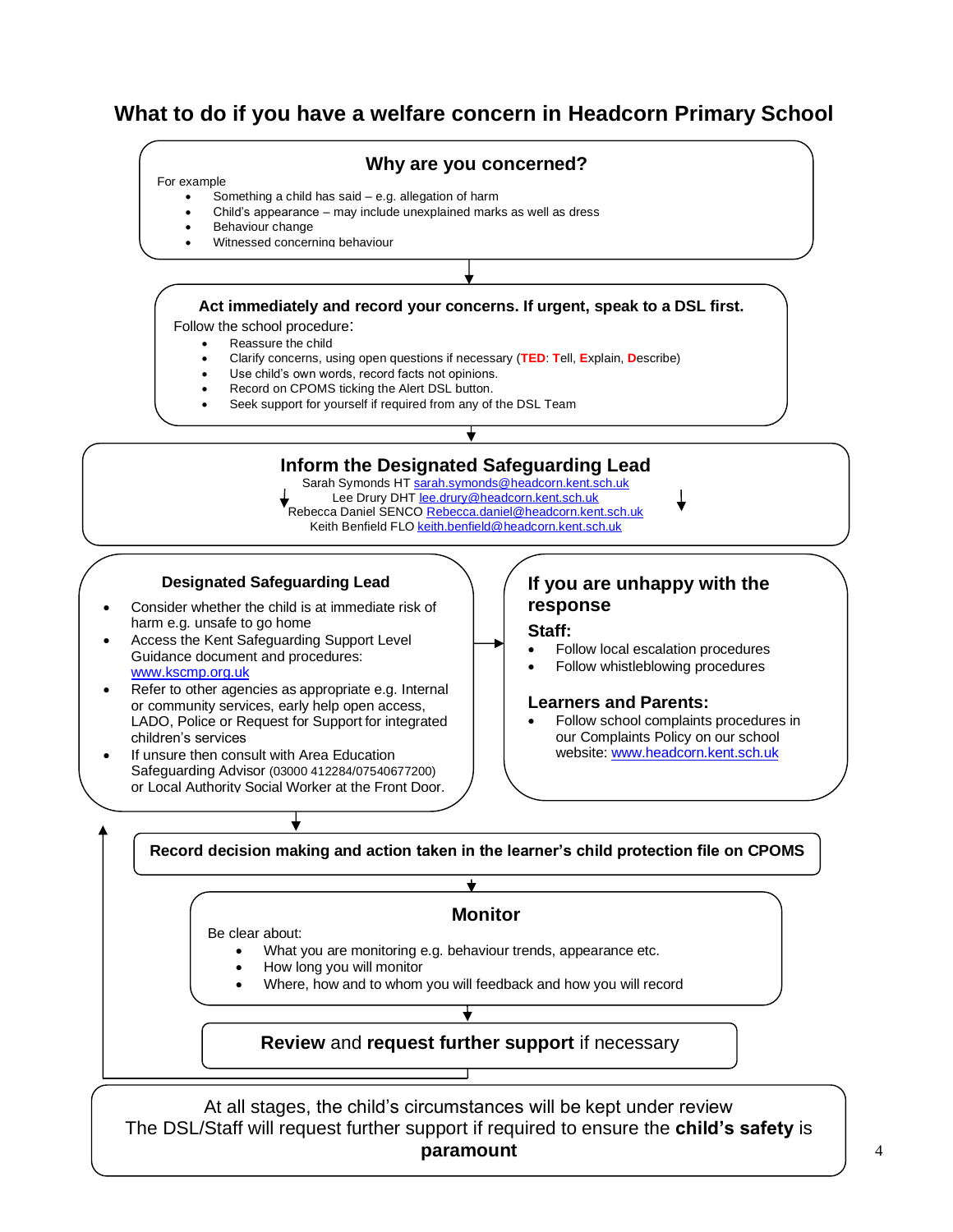# What to do if you have a welfare concern in Headcorn Primary School

## Why are you concerned?

For example
- Something a child has said – e.g. allegation of harm
- Child's appearance – may include unexplained marks as well as dress
- Behaviour change
- Witnessed concerning behaviour

## Act immediately and record your concerns. If urgent, speak to a DSL first.

Follow the school procedure:
- Reassure the child
- Clarify concerns, using open questions if necessary (**TED**: **T**ell, **E**xplain, **D**escribe)
- Use child's own words, record facts not opinions.
- Record on CPOMS ticking the Alert DSL button.
- Seek support for yourself if required from any of the DSL Team

## Inform the Designated Safeguarding Lead

Sarah Symonds HT sarah.symonds@headcorn.kent.sch.uk
Lee Drury DHT lee.drury@headcorn.kent.sch.uk
Rebecca Daniel SENCO Rebecca.daniel@headcorn.kent.sch.uk
Keith Benfield FLO keith.benfield@headcorn.kent.sch.uk

### Designated Safeguarding Lead

- Consider whether the child is at immediate risk of harm e.g. unsafe to go home
- Access the Kent Safeguarding Support Level Guidance document and procedures: www.kscmp.org.uk
- Refer to other agencies as appropriate e.g. Internal or community services, early help open access, LADO, Police or Request for Support for integrated children's services
- If unsure then consult with Area Education Safeguarding Advisor (03000 412284/07540677200) or Local Authority Social Worker at the Front Door.

### If you are unhappy with the response

**Staff:**
- Follow local escalation procedures
- Follow whistleblowing procedures

**Learners and Parents:**
- Follow school complaints procedures in our Complaints Policy on our school website: www.headcorn.kent.sch.uk

**Record decision making and action taken in the learner's child protection file on CPOMS**

## Monitor

Be clear about:
- What you are monitoring e.g. behaviour trends, appearance etc.
- How long you will monitor
- Where, how and to whom you will feedback and how you will record

**Review** and **request further support** if necessary

At all stages, the child's circumstances will be kept under review
The DSL/Staff will request further support if required to ensure the **child's safety** is **paramount**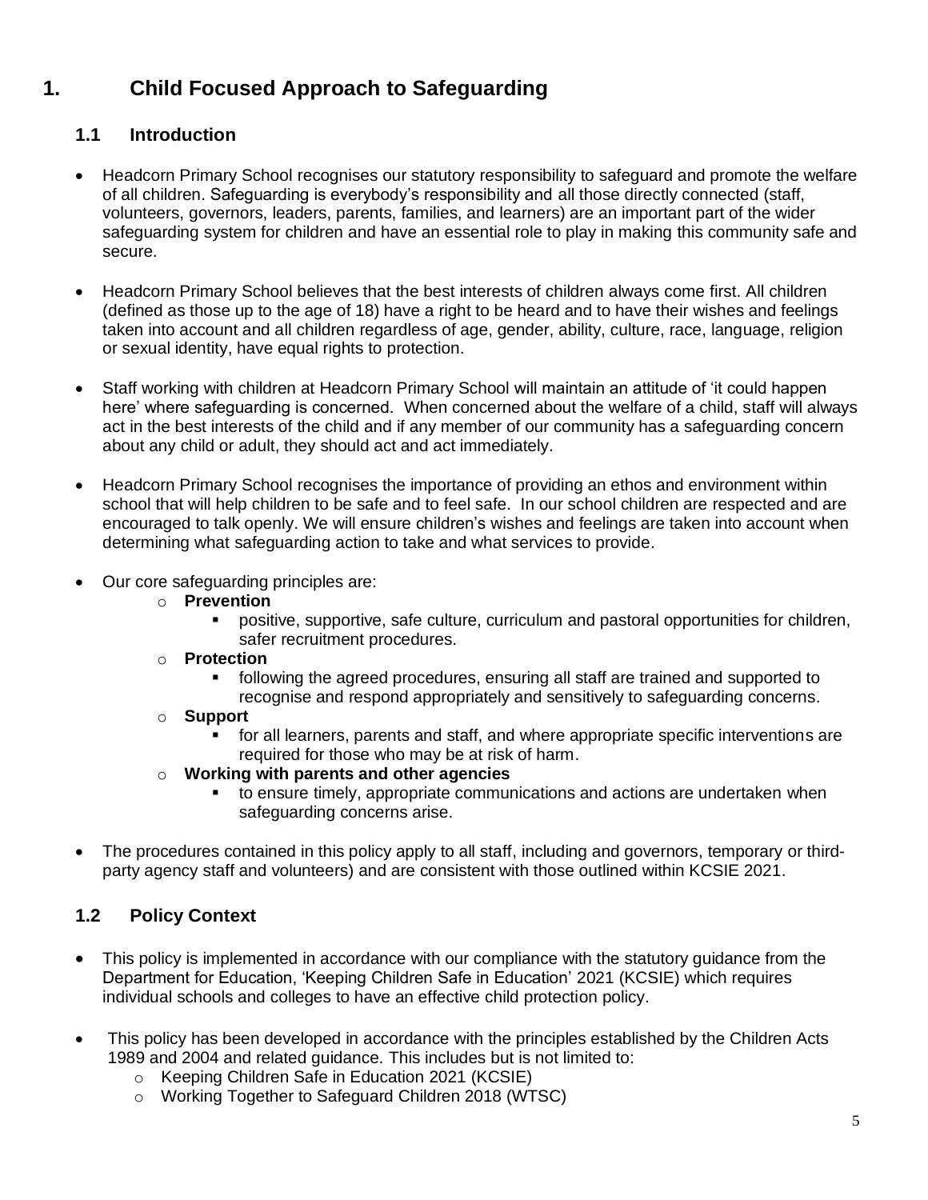# 1. Child Focused Approach to Safeguarding

## 1.1 Introduction

- Headcorn Primary School recognises our statutory responsibility to safeguard and promote the welfare of all children. Safeguarding is everybody's responsibility and all those directly connected (staff, volunteers, governors, leaders, parents, families, and learners) are an important part of the wider safeguarding system for children and have an essential role to play in making this community safe and secure.

- Headcorn Primary School believes that the best interests of children always come first. All children (defined as those up to the age of 18) have a right to be heard and to have their wishes and feelings taken into account and all children regardless of age, gender, ability, culture, race, language, religion or sexual identity, have equal rights to protection.

- Staff working with children at Headcorn Primary School will maintain an attitude of 'it could happen here' where safeguarding is concerned. When concerned about the welfare of a child, staff will always act in the best interests of the child and if any member of our community has a safeguarding concern about any child or adult, they should act and act immediately.

- Headcorn Primary School recognises the importance of providing an ethos and environment within school that will help children to be safe and to feel safe. In our school children are respected and are encouraged to talk openly. We will ensure children's wishes and feelings are taken into account when determining what safeguarding action to take and what services to provide.

- Our core safeguarding principles are:
  - **Prevention**
    - positive, supportive, safe culture, curriculum and pastoral opportunities for children, safer recruitment procedures.
  - **Protection**
    - following the agreed procedures, ensuring all staff are trained and supported to recognise and respond appropriately and sensitively to safeguarding concerns.
  - **Support**
    - for all learners, parents and staff, and where appropriate specific interventions are required for those who may be at risk of harm.
  - **Working with parents and other agencies**
    - to ensure timely, appropriate communications and actions are undertaken when safeguarding concerns arise.

- The procedures contained in this policy apply to all staff, including and governors, temporary or third-party agency staff and volunteers) and are consistent with those outlined within KCSIE 2021.

## 1.2 Policy Context

- This policy is implemented in accordance with our compliance with the statutory guidance from the Department for Education, 'Keeping Children Safe in Education' 2021 (KCSIE) which requires individual schools and colleges to have an effective child protection policy.

- This policy has been developed in accordance with the principles established by the Children Acts 1989 and 2004 and related guidance. This includes but is not limited to:
  - Keeping Children Safe in Education 2021 (KCSIE)
  - Working Together to Safeguard Children 2018 (WTSC)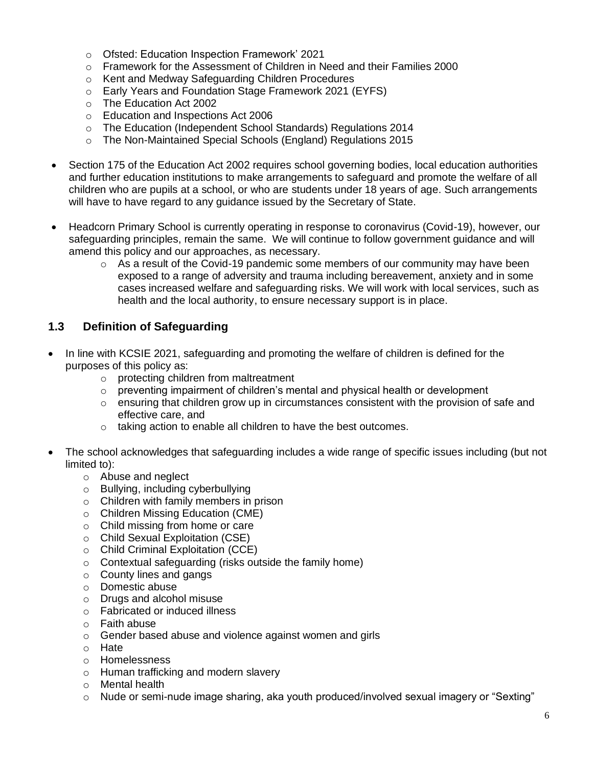- Ofsted: Education Inspection Framework' 2021
  - Framework for the Assessment of Children in Need and their Families 2000
  - Kent and Medway Safeguarding Children Procedures
  - Early Years and Foundation Stage Framework 2021 (EYFS)
  - The Education Act 2002
  - Education and Inspections Act 2006
  - The Education (Independent School Standards) Regulations 2014
  - The Non-Maintained Special Schools (England) Regulations 2015

- Section 175 of the Education Act 2002 requires school governing bodies, local education authorities and further education institutions to make arrangements to safeguard and promote the welfare of all children who are pupils at a school, or who are students under 18 years of age. Such arrangements will have to have regard to any guidance issued by the Secretary of State.

- Headcorn Primary School is currently operating in response to coronavirus (Covid-19), however, our safeguarding principles, remain the same. We will continue to follow government guidance and will amend this policy and our approaches, as necessary.
  - As a result of the Covid-19 pandemic some members of our community may have been exposed to a range of adversity and trauma including bereavement, anxiety and in some cases increased welfare and safeguarding risks. We will work with local services, such as health and the local authority, to ensure necessary support is in place.

## 1.3 Definition of Safeguarding

- In line with KCSIE 2021, safeguarding and promoting the welfare of children is defined for the purposes of this policy as:
  - protecting children from maltreatment
  - preventing impairment of children's mental and physical health or development
  - ensuring that children grow up in circumstances consistent with the provision of safe and effective care, and
  - taking action to enable all children to have the best outcomes.

- The school acknowledges that safeguarding includes a wide range of specific issues including (but not limited to):
  - Abuse and neglect
  - Bullying, including cyberbullying
  - Children with family members in prison
  - Children Missing Education (CME)
  - Child missing from home or care
  - Child Sexual Exploitation (CSE)
  - Child Criminal Exploitation (CCE)
  - Contextual safeguarding (risks outside the family home)
  - County lines and gangs
  - Domestic abuse
  - Drugs and alcohol misuse
  - Fabricated or induced illness
  - Faith abuse
  - Gender based abuse and violence against women and girls
  - Hate
  - Homelessness
  - Human trafficking and modern slavery
  - Mental health
  - Nude or semi-nude image sharing, aka youth produced/involved sexual imagery or "Sexting"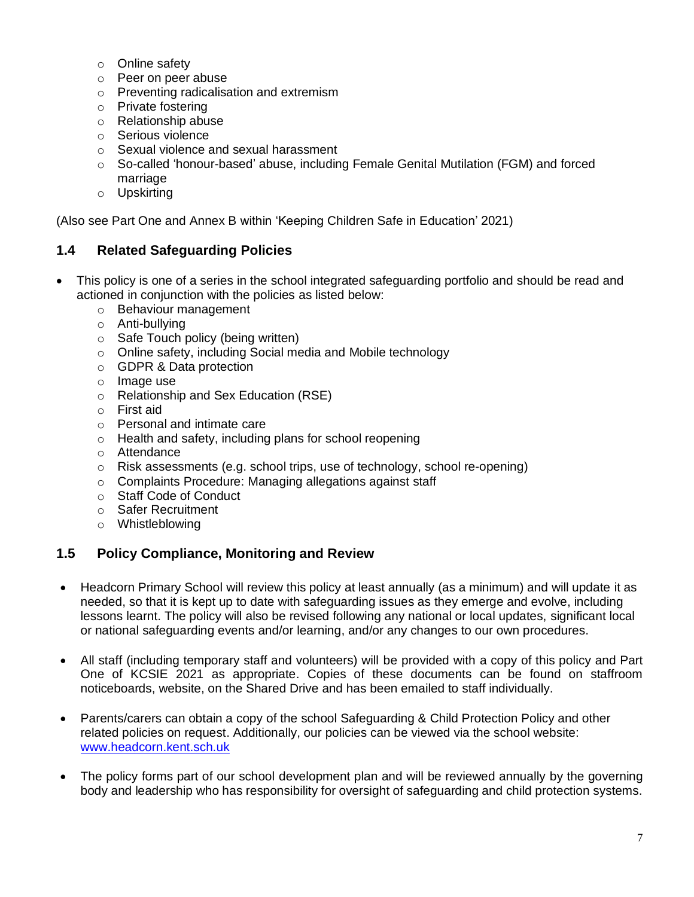- Online safety
- Peer on peer abuse
- Preventing radicalisation and extremism
- Private fostering
- Relationship abuse
- Serious violence
- Sexual violence and sexual harassment
- So-called 'honour-based' abuse, including Female Genital Mutilation (FGM) and forced marriage
- Upskirting

(Also see Part One and Annex B within 'Keeping Children Safe in Education' 2021)

## 1.4 Related Safeguarding Policies

- This policy is one of a series in the school integrated safeguarding portfolio and should be read and actioned in conjunction with the policies as listed below:
  - Behaviour management
  - Anti-bullying
  - Safe Touch policy (being written)
  - Online safety, including Social media and Mobile technology
  - GDPR & Data protection
  - Image use
  - Relationship and Sex Education (RSE)
  - First aid
  - Personal and intimate care
  - Health and safety, including plans for school reopening
  - Attendance
  - Risk assessments (e.g. school trips, use of technology, school re-opening)
  - Complaints Procedure: Managing allegations against staff
  - Staff Code of Conduct
  - Safer Recruitment
  - Whistleblowing

## 1.5 Policy Compliance, Monitoring and Review

- Headcorn Primary School will review this policy at least annually (as a minimum) and will update it as needed, so that it is kept up to date with safeguarding issues as they emerge and evolve, including lessons learnt. The policy will also be revised following any national or local updates, significant local or national safeguarding events and/or learning, and/or any changes to our own procedures.

- All staff (including temporary staff and volunteers) will be provided with a copy of this policy and Part One of KCSIE 2021 as appropriate. Copies of these documents can be found on staffroom noticeboards, website, on the Shared Drive and has been emailed to staff individually.

- Parents/carers can obtain a copy of the school Safeguarding & Child Protection Policy and other related policies on request. Additionally, our policies can be viewed via the school website: [www.headcorn.kent.sch.uk](http://www.headcorn.kent.sch.uk)

- The policy forms part of our school development plan and will be reviewed annually by the governing body and leadership who has responsibility for oversight of safeguarding and child protection systems.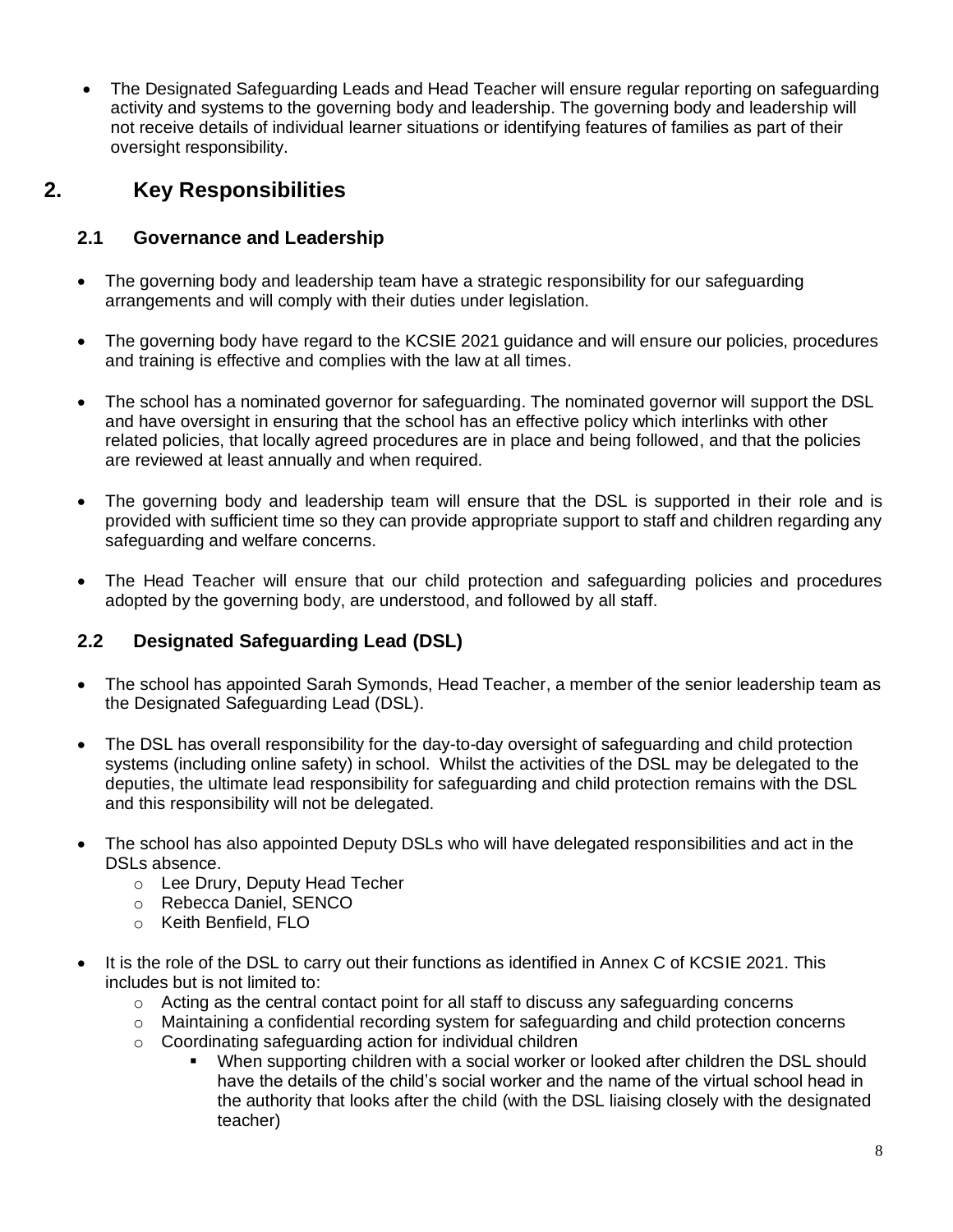- The Designated Safeguarding Leads and Head Teacher will ensure regular reporting on safeguarding activity and systems to the governing body and leadership. The governing body and leadership will not receive details of individual learner situations or identifying features of families as part of their oversight responsibility.

## 2. Key Responsibilities

### 2.1 Governance and Leadership

- The governing body and leadership team have a strategic responsibility for our safeguarding arrangements and will comply with their duties under legislation.
- The governing body have regard to the KCSIE 2021 guidance and will ensure our policies, procedures and training is effective and complies with the law at all times.
- The school has a nominated governor for safeguarding. The nominated governor will support the DSL and have oversight in ensuring that the school has an effective policy which interlinks with other related policies, that locally agreed procedures are in place and being followed, and that the policies are reviewed at least annually and when required.
- The governing body and leadership team will ensure that the DSL is supported in their role and is provided with sufficient time so they can provide appropriate support to staff and children regarding any safeguarding and welfare concerns.
- The Head Teacher will ensure that our child protection and safeguarding policies and procedures adopted by the governing body, are understood, and followed by all staff.

### 2.2 Designated Safeguarding Lead (DSL)

- The school has appointed Sarah Symonds, Head Teacher, a member of the senior leadership team as the Designated Safeguarding Lead (DSL).
- The DSL has overall responsibility for the day-to-day oversight of safeguarding and child protection systems (including online safety) in school. Whilst the activities of the DSL may be delegated to the deputies, the ultimate lead responsibility for safeguarding and child protection remains with the DSL and this responsibility will not be delegated.
- The school has also appointed Deputy DSLs who will have delegated responsibilities and act in the DSLs absence.
  - Lee Drury, Deputy Head Techer
  - Rebecca Daniel, SENCO
  - Keith Benfield, FLO
- It is the role of the DSL to carry out their functions as identified in Annex C of KCSIE 2021. This includes but is not limited to:
  - Acting as the central contact point for all staff to discuss any safeguarding concerns
  - Maintaining a confidential recording system for safeguarding and child protection concerns
  - Coordinating safeguarding action for individual children
    - When supporting children with a social worker or looked after children the DSL should have the details of the child's social worker and the name of the virtual school head in the authority that looks after the child (with the DSL liaising closely with the designated teacher)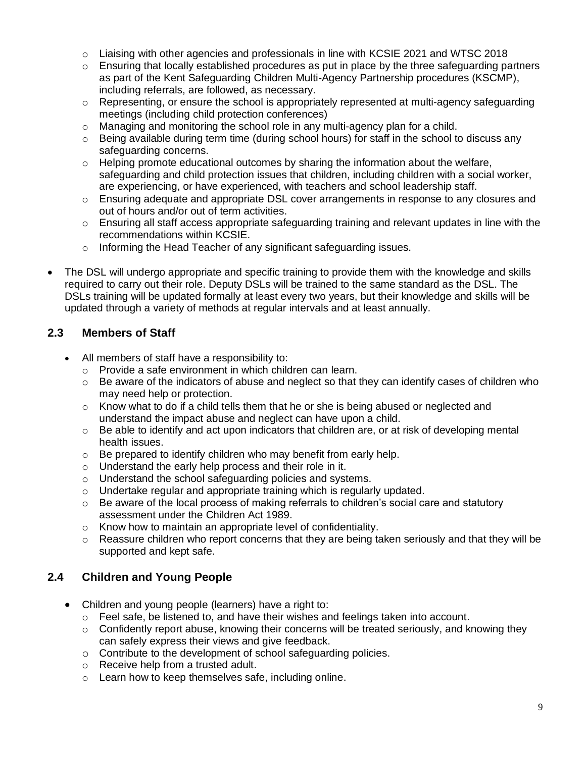- Liaising with other agencies and professionals in line with KCSIE 2021 and WTSC 2018
  - Ensuring that locally established procedures as put in place by the three safeguarding partners as part of the Kent Safeguarding Children Multi-Agency Partnership procedures (KSCMP), including referrals, are followed, as necessary.
  - Representing, or ensure the school is appropriately represented at multi-agency safeguarding meetings (including child protection conferences)
  - Managing and monitoring the school role in any multi-agency plan for a child.
  - Being available during term time (during school hours) for staff in the school to discuss any safeguarding concerns.
  - Helping promote educational outcomes by sharing the information about the welfare, safeguarding and child protection issues that children, including children with a social worker, are experiencing, or have experienced, with teachers and school leadership staff.
  - Ensuring adequate and appropriate DSL cover arrangements in response to any closures and out of hours and/or out of term activities.
  - Ensuring all staff access appropriate safeguarding training and relevant updates in line with the recommendations within KCSIE.
  - Informing the Head Teacher of any significant safeguarding issues.

- The DSL will undergo appropriate and specific training to provide them with the knowledge and skills required to carry out their role. Deputy DSLs will be trained to the same standard as the DSL. The DSLs training will be updated formally at least every two years, but their knowledge and skills will be updated through a variety of methods at regular intervals and at least annually.

## 2.3 Members of Staff

- All members of staff have a responsibility to:
  - Provide a safe environment in which children can learn.
  - Be aware of the indicators of abuse and neglect so that they can identify cases of children who may need help or protection.
  - Know what to do if a child tells them that he or she is being abused or neglected and understand the impact abuse and neglect can have upon a child.
  - Be able to identify and act upon indicators that children are, or at risk of developing mental health issues.
  - Be prepared to identify children who may benefit from early help.
  - Understand the early help process and their role in it.
  - Understand the school safeguarding policies and systems.
  - Undertake regular and appropriate training which is regularly updated.
  - Be aware of the local process of making referrals to children's social care and statutory assessment under the Children Act 1989.
  - Know how to maintain an appropriate level of confidentiality.
  - Reassure children who report concerns that they are being taken seriously and that they will be supported and kept safe.

## 2.4 Children and Young People

- Children and young people (learners) have a right to:
  - Feel safe, be listened to, and have their wishes and feelings taken into account.
  - Confidently report abuse, knowing their concerns will be treated seriously, and knowing they can safely express their views and give feedback.
  - Contribute to the development of school safeguarding policies.
  - Receive help from a trusted adult.
  - Learn how to keep themselves safe, including online.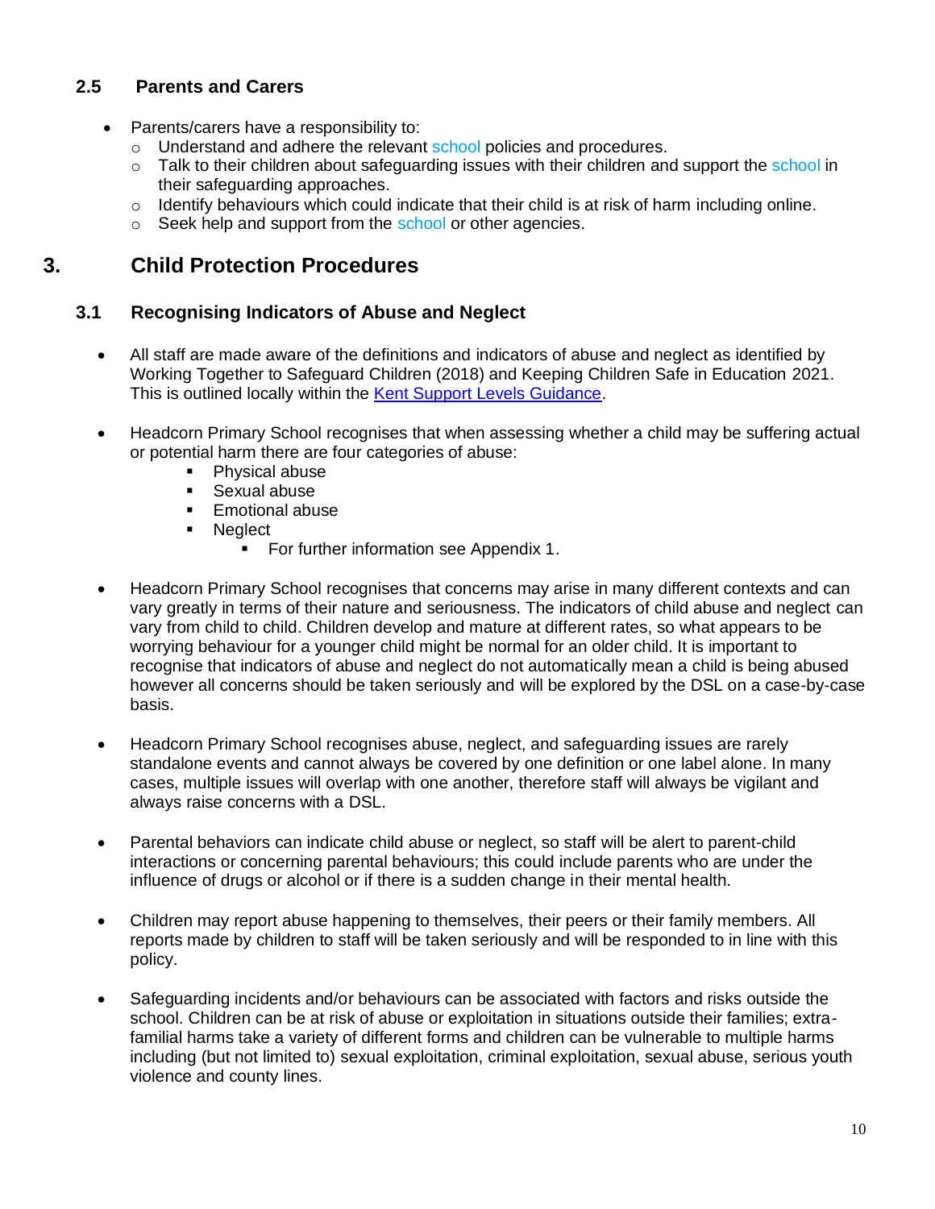### 2.5 Parents and Carers

- Parents/carers have a responsibility to:
  - Understand and adhere the relevant school policies and procedures.
  - Talk to their children about safeguarding issues with their children and support the school in their safeguarding approaches.
  - Identify behaviours which could indicate that their child is at risk of harm including online.
  - Seek help and support from the school or other agencies.

## 3. Child Protection Procedures

### 3.1 Recognising Indicators of Abuse and Neglect

- All staff are made aware of the definitions and indicators of abuse and neglect as identified by Working Together to Safeguard Children (2018) and Keeping Children Safe in Education 2021. This is outlined locally within the [Kent Support Levels Guidance](Kent Support Levels Guidance).

- Headcorn Primary School recognises that when assessing whether a child may be suffering actual or potential harm there are four categories of abuse:
  - Physical abuse
  - Sexual abuse
  - Emotional abuse
  - Neglect
    - For further information see Appendix 1.

- Headcorn Primary School recognises that concerns may arise in many different contexts and can vary greatly in terms of their nature and seriousness. The indicators of child abuse and neglect can vary from child to child. Children develop and mature at different rates, so what appears to be worrying behaviour for a younger child might be normal for an older child. It is important to recognise that indicators of abuse and neglect do not automatically mean a child is being abused however all concerns should be taken seriously and will be explored by the DSL on a case-by-case basis.

- Headcorn Primary School recognises abuse, neglect, and safeguarding issues are rarely standalone events and cannot always be covered by one definition or one label alone. In many cases, multiple issues will overlap with one another, therefore staff will always be vigilant and always raise concerns with a DSL.

- Parental behaviors can indicate child abuse or neglect, so staff will be alert to parent-child interactions or concerning parental behaviours; this could include parents who are under the influence of drugs or alcohol or if there is a sudden change in their mental health.

- Children may report abuse happening to themselves, their peers or their family members. All reports made by children to staff will be taken seriously and will be responded to in line with this policy.

- Safeguarding incidents and/or behaviours can be associated with factors and risks outside the school. Children can be at risk of abuse or exploitation in situations outside their families; extra-familial harms take a variety of different forms and children can be vulnerable to multiple harms including (but not limited to) sexual exploitation, criminal exploitation, sexual abuse, serious youth violence and county lines.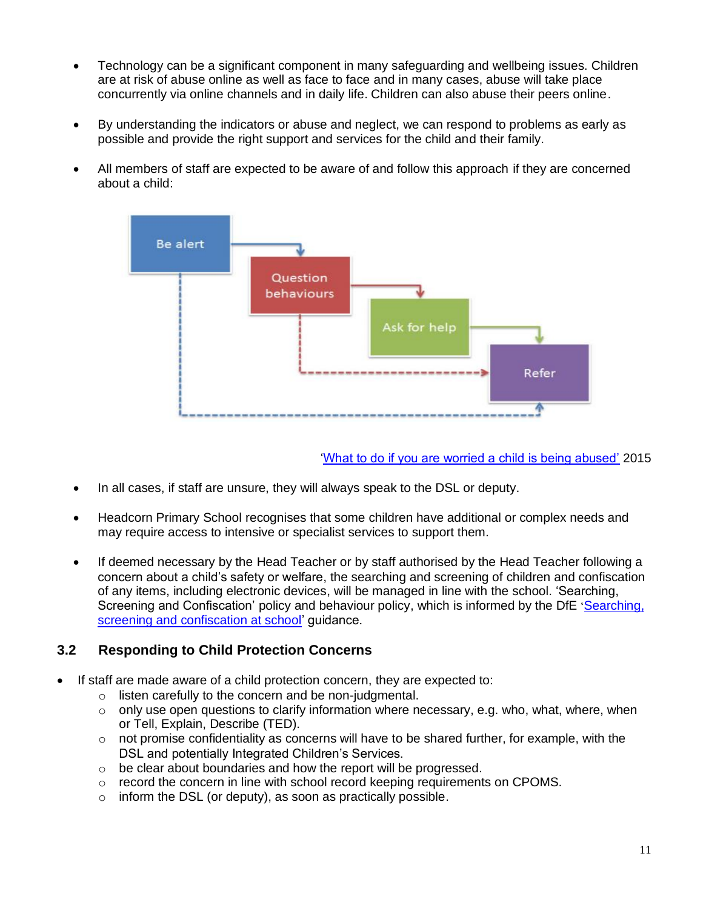- Technology can be a significant component in many safeguarding and wellbeing issues. Children are at risk of abuse online as well as face to face and in many cases, abuse will take place concurrently via online channels and in daily life. Children can also abuse their peers online.

- By understanding the indicators or abuse and neglect, we can respond to problems as early as possible and provide the right support and services for the child and their family.

- All members of staff are expected to be aware of and follow this approach if they are concerned about a child:

Be alert → Question behaviours → Ask for help → Refer

'What to do if you are worried a child is being abused' 2015

- In all cases, if staff are unsure, they will always speak to the DSL or deputy.

- Headcorn Primary School recognises that some children have additional or complex needs and may require access to intensive or specialist services to support them.

- If deemed necessary by the Head Teacher or by staff authorised by the Head Teacher following a concern about a child's safety or welfare, the searching and screening of children and confiscation of any items, including electronic devices, will be managed in line with the school. 'Searching, Screening and Confiscation' policy and behaviour policy, which is informed by the DfE 'Searching, screening and confiscation at school' guidance.

### 3.2 Responding to Child Protection Concerns

- If staff are made aware of a child protection concern, they are expected to:
  - listen carefully to the concern and be non-judgmental.
  - only use open questions to clarify information where necessary, e.g. who, what, where, when or Tell, Explain, Describe (TED).
  - not promise confidentiality as concerns will have to be shared further, for example, with the DSL and potentially Integrated Children's Services.
  - be clear about boundaries and how the report will be progressed.
  - record the concern in line with school record keeping requirements on CPOMS.
  - inform the DSL (or deputy), as soon as practically possible.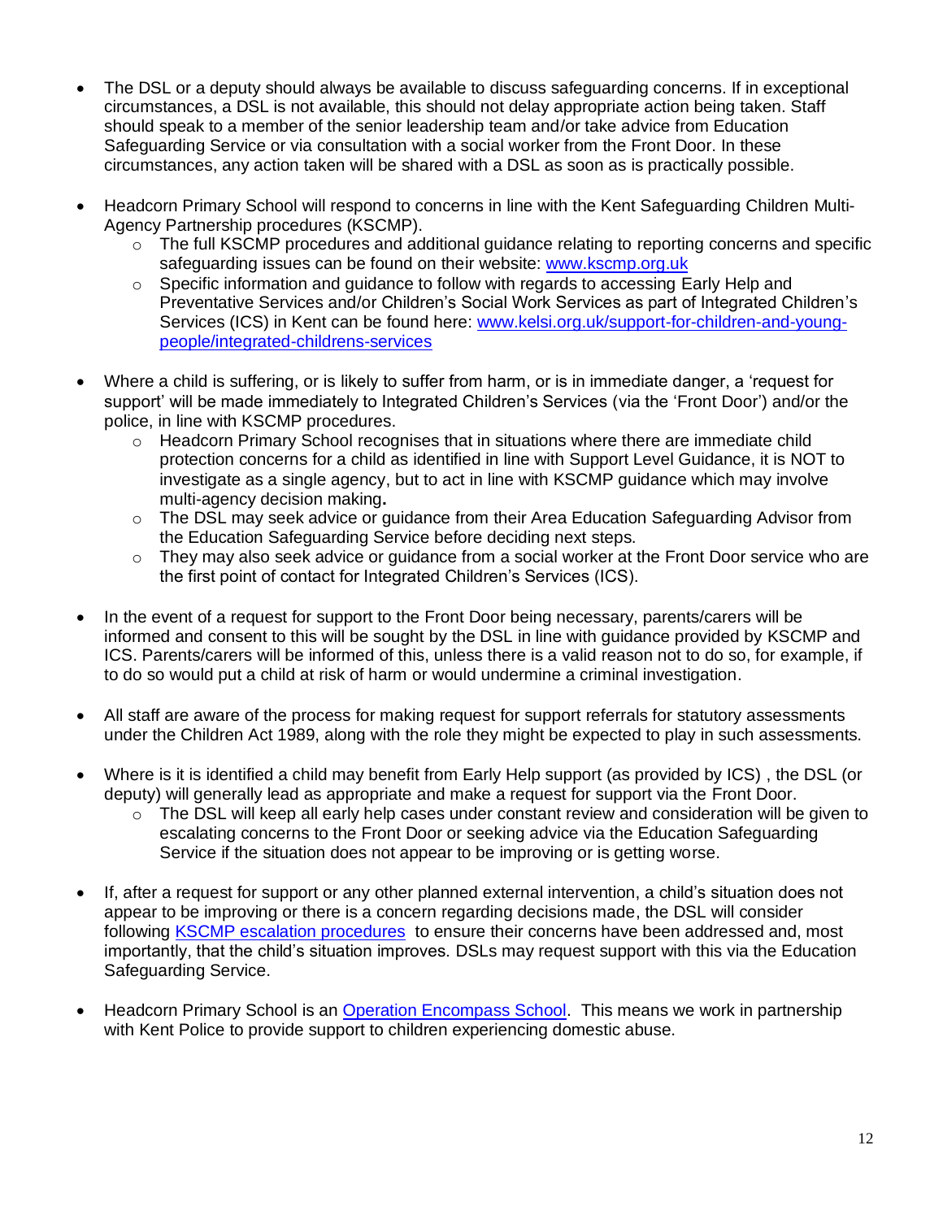- The DSL or a deputy should always be available to discuss safeguarding concerns. If in exceptional circumstances, a DSL is not available, this should not delay appropriate action being taken. Staff should speak to a member of the senior leadership team and/or take advice from Education Safeguarding Service or via consultation with a social worker from the Front Door. In these circumstances, any action taken will be shared with a DSL as soon as is practically possible.

- Headcorn Primary School will respond to concerns in line with the Kent Safeguarding Children Multi-Agency Partnership procedures (KSCMP).
  - The full KSCMP procedures and additional guidance relating to reporting concerns and specific safeguarding issues can be found on their website: [www.kscmp.org.uk](www.kscmp.org.uk)
  - Specific information and guidance to follow with regards to accessing Early Help and Preventative Services and/or Children's Social Work Services as part of Integrated Children's Services (ICS) in Kent can be found here: [www.kelsi.org.uk/support-for-children-and-young-people/integrated-childrens-services](www.kelsi.org.uk/support-for-children-and-young-people/integrated-childrens-services)

- Where a child is suffering, or is likely to suffer from harm, or is in immediate danger, a 'request for support' will be made immediately to Integrated Children's Services (via the 'Front Door') and/or the police, in line with KSCMP procedures.
  - Headcorn Primary School recognises that in situations where there are immediate child protection concerns for a child as identified in line with Support Level Guidance, it is NOT to investigate as a single agency, but to act in line with KSCMP guidance which may involve multi-agency decision making**.**
  - The DSL may seek advice or guidance from their Area Education Safeguarding Advisor from the Education Safeguarding Service before deciding next steps.
  - They may also seek advice or guidance from a social worker at the Front Door service who are the first point of contact for Integrated Children's Services (ICS).

- In the event of a request for support to the Front Door being necessary, parents/carers will be informed and consent to this will be sought by the DSL in line with guidance provided by KSCMP and ICS. Parents/carers will be informed of this, unless there is a valid reason not to do so, for example, if to do so would put a child at risk of harm or would undermine a criminal investigation.

- All staff are aware of the process for making request for support referrals for statutory assessments under the Children Act 1989, along with the role they might be expected to play in such assessments.

- Where is it is identified a child may benefit from Early Help support (as provided by ICS) , the DSL (or deputy) will generally lead as appropriate and make a request for support via the Front Door.
  - The DSL will keep all early help cases under constant review and consideration will be given to escalating concerns to the Front Door or seeking advice via the Education Safeguarding Service if the situation does not appear to be improving or is getting worse.

- If, after a request for support or any other planned external intervention, a child's situation does not appear to be improving or there is a concern regarding decisions made, the DSL will consider following KSCMP escalation procedures to ensure their concerns have been addressed and, most importantly, that the child's situation improves. DSLs may request support with this via the Education Safeguarding Service.

- Headcorn Primary School is an Operation Encompass School. This means we work in partnership with Kent Police to provide support to children experiencing domestic abuse.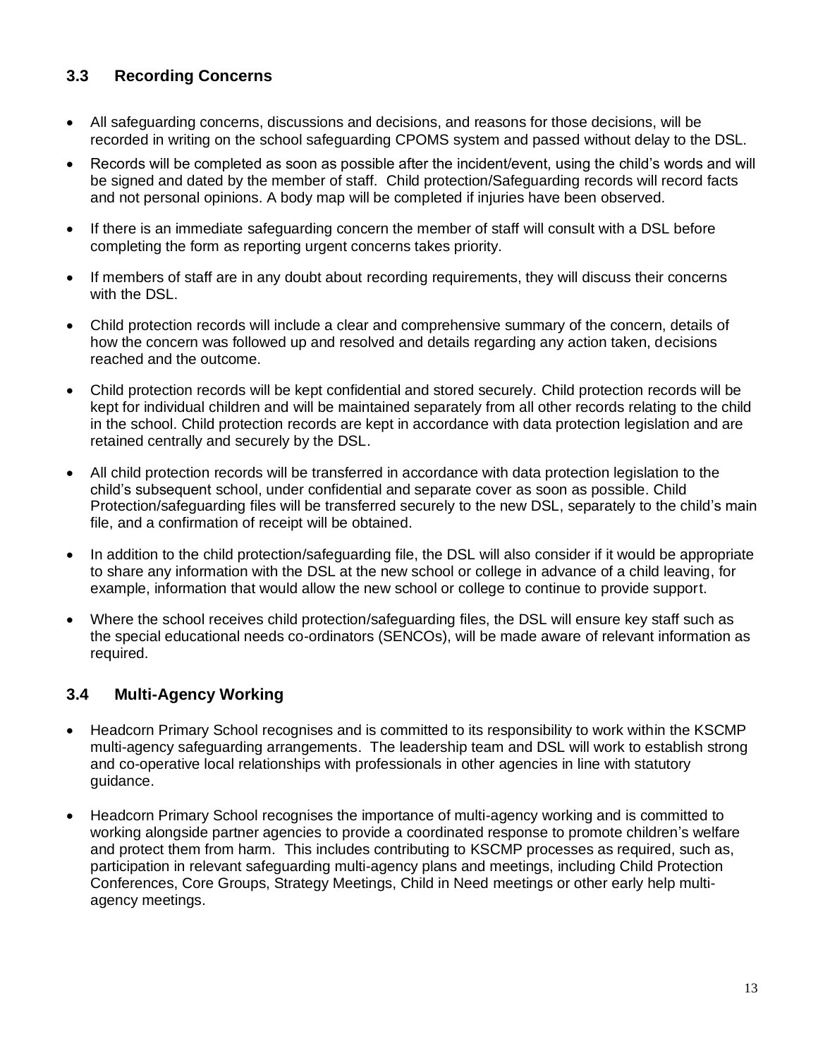### 3.3 Recording Concerns

- All safeguarding concerns, discussions and decisions, and reasons for those decisions, will be recorded in writing on the school safeguarding CPOMS system and passed without delay to the DSL.
- Records will be completed as soon as possible after the incident/event, using the child's words and will be signed and dated by the member of staff. Child protection/Safeguarding records will record facts and not personal opinions. A body map will be completed if injuries have been observed.
- If there is an immediate safeguarding concern the member of staff will consult with a DSL before completing the form as reporting urgent concerns takes priority.
- If members of staff are in any doubt about recording requirements, they will discuss their concerns with the DSL.
- Child protection records will include a clear and comprehensive summary of the concern, details of how the concern was followed up and resolved and details regarding any action taken, decisions reached and the outcome.
- Child protection records will be kept confidential and stored securely. Child protection records will be kept for individual children and will be maintained separately from all other records relating to the child in the school. Child protection records are kept in accordance with data protection legislation and are retained centrally and securely by the DSL.
- All child protection records will be transferred in accordance with data protection legislation to the child's subsequent school, under confidential and separate cover as soon as possible. Child Protection/safeguarding files will be transferred securely to the new DSL, separately to the child's main file, and a confirmation of receipt will be obtained.
- In addition to the child protection/safeguarding file, the DSL will also consider if it would be appropriate to share any information with the DSL at the new school or college in advance of a child leaving, for example, information that would allow the new school or college to continue to provide support.
- Where the school receives child protection/safeguarding files, the DSL will ensure key staff such as the special educational needs co-ordinators (SENCOs), will be made aware of relevant information as required.

### 3.4 Multi-Agency Working

- Headcorn Primary School recognises and is committed to its responsibility to work within the KSCMP multi-agency safeguarding arrangements. The leadership team and DSL will work to establish strong and co-operative local relationships with professionals in other agencies in line with statutory guidance.
- Headcorn Primary School recognises the importance of multi-agency working and is committed to working alongside partner agencies to provide a coordinated response to promote children's welfare and protect them from harm. This includes contributing to KSCMP processes as required, such as, participation in relevant safeguarding multi-agency plans and meetings, including Child Protection Conferences, Core Groups, Strategy Meetings, Child in Need meetings or other early help multi-agency meetings.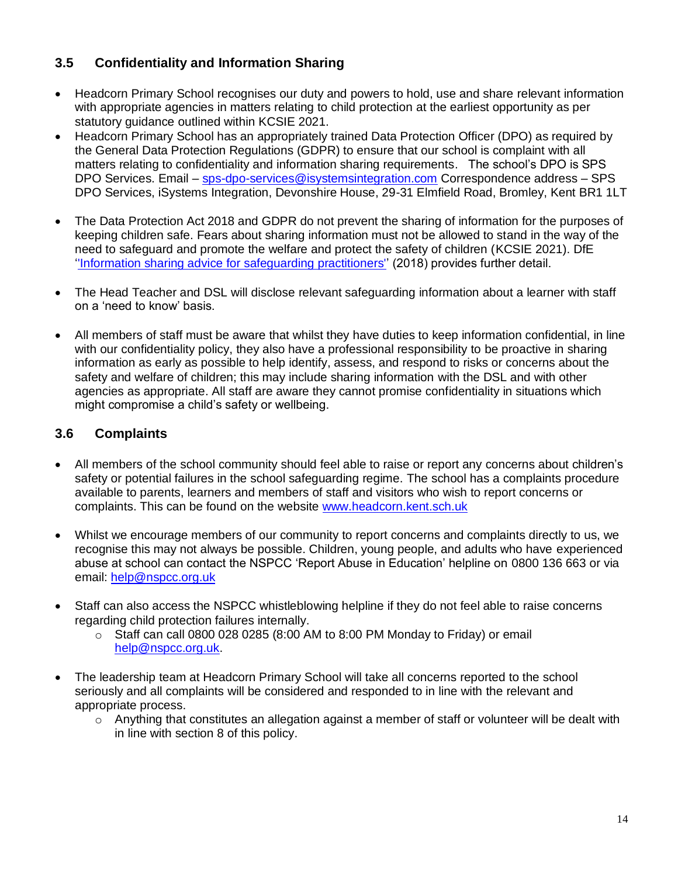### 3.5 Confidentiality and Information Sharing

- Headcorn Primary School recognises our duty and powers to hold, use and share relevant information with appropriate agencies in matters relating to child protection at the earliest opportunity as per statutory guidance outlined within KCSIE 2021.
- Headcorn Primary School has an appropriately trained Data Protection Officer (DPO) as required by the General Data Protection Regulations (GDPR) to ensure that our school is complaint with all matters relating to confidentiality and information sharing requirements. The school's DPO is SPS DPO Services. Email – sps-dpo-services@isystemsintegration.com Correspondence address – SPS DPO Services, iSystems Integration, Devonshire House, 29-31 Elmfield Road, Bromley, Kent BR1 1LT

- The Data Protection Act 2018 and GDPR do not prevent the sharing of information for the purposes of keeping children safe. Fears about sharing information must not be allowed to stand in the way of the need to safeguard and promote the welfare and protect the safety of children (KCSIE 2021). DfE ''Information sharing advice for safeguarding practitioners'' (2018) provides further detail.

- The Head Teacher and DSL will disclose relevant safeguarding information about a learner with staff on a 'need to know' basis.

- All members of staff must be aware that whilst they have duties to keep information confidential, in line with our confidentiality policy, they also have a professional responsibility to be proactive in sharing information as early as possible to help identify, assess, and respond to risks or concerns about the safety and welfare of children; this may include sharing information with the DSL and with other agencies as appropriate. All staff are aware they cannot promise confidentiality in situations which might compromise a child's safety or wellbeing.

### 3.6 Complaints

- All members of the school community should feel able to raise or report any concerns about children's safety or potential failures in the school safeguarding regime. The school has a complaints procedure available to parents, learners and members of staff and visitors who wish to report concerns or complaints. This can be found on the website www.headcorn.kent.sch.uk

- Whilst we encourage members of our community to report concerns and complaints directly to us, we recognise this may not always be possible. Children, young people, and adults who have experienced abuse at school can contact the NSPCC 'Report Abuse in Education' helpline on 0800 136 663 or via email: help@nspcc.org.uk

- Staff can also access the NSPCC whistleblowing helpline if they do not feel able to raise concerns regarding child protection failures internally.
  - Staff can call 0800 028 0285 (8:00 AM to 8:00 PM Monday to Friday) or email help@nspcc.org.uk.

- The leadership team at Headcorn Primary School will take all concerns reported to the school seriously and all complaints will be considered and responded to in line with the relevant and appropriate process.
  - Anything that constitutes an allegation against a member of staff or volunteer will be dealt with in line with section 8 of this policy.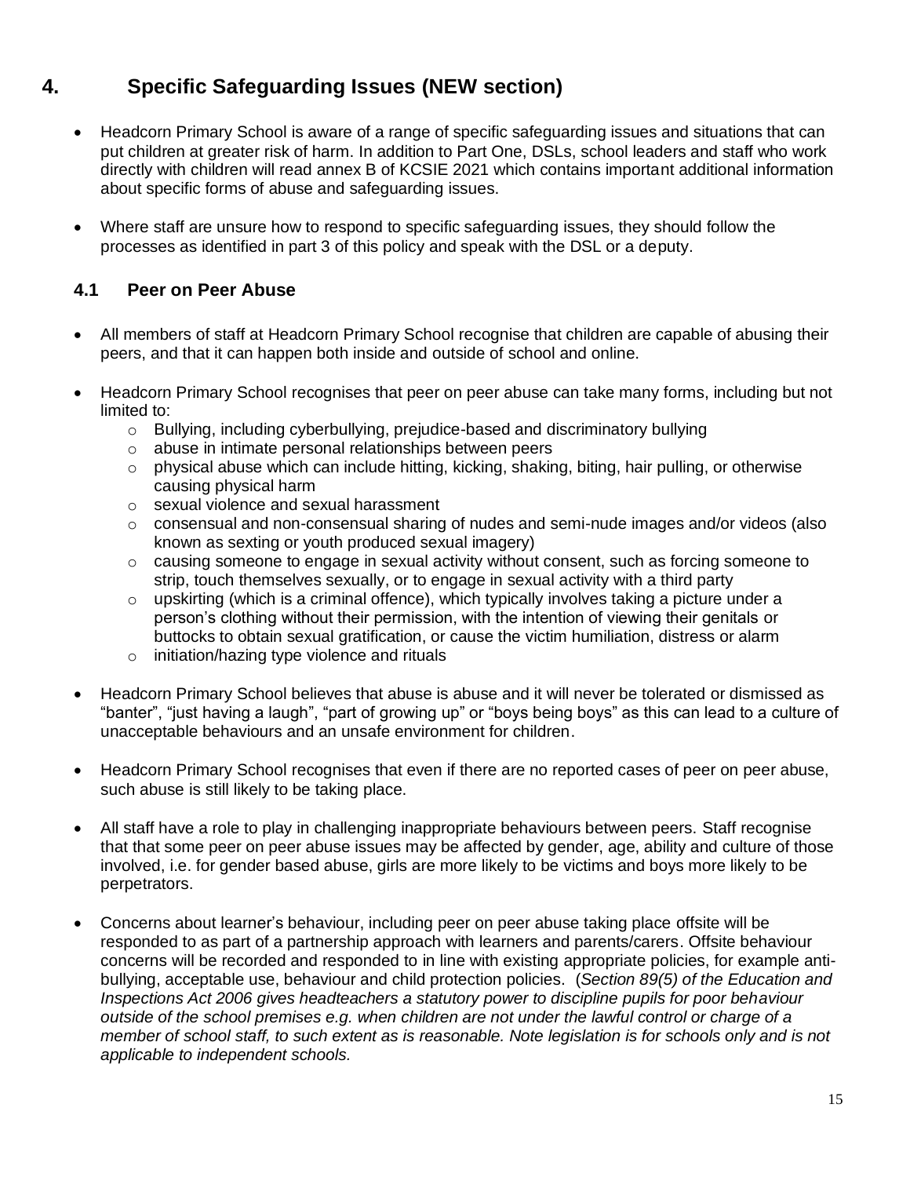# 4. Specific Safeguarding Issues (NEW section)

- Headcorn Primary School is aware of a range of specific safeguarding issues and situations that can put children at greater risk of harm. In addition to Part One, DSLs, school leaders and staff who work directly with children will read annex B of KCSIE 2021 which contains important additional information about specific forms of abuse and safeguarding issues.
- Where staff are unsure how to respond to specific safeguarding issues, they should follow the processes as identified in part 3 of this policy and speak with the DSL or a deputy.

## 4.1 Peer on Peer Abuse

- All members of staff at Headcorn Primary School recognise that children are capable of abusing their peers, and that it can happen both inside and outside of school and online.
- Headcorn Primary School recognises that peer on peer abuse can take many forms, including but not limited to:
    - Bullying, including cyberbullying, prejudice-based and discriminatory bullying
    - abuse in intimate personal relationships between peers
    - physical abuse which can include hitting, kicking, shaking, biting, hair pulling, or otherwise causing physical harm
    - sexual violence and sexual harassment
    - consensual and non-consensual sharing of nudes and semi-nude images and/or videos (also known as sexting or youth produced sexual imagery)
    - causing someone to engage in sexual activity without consent, such as forcing someone to strip, touch themselves sexually, or to engage in sexual activity with a third party
    - upskirting (which is a criminal offence), which typically involves taking a picture under a person's clothing without their permission, with the intention of viewing their genitals or buttocks to obtain sexual gratification, or cause the victim humiliation, distress or alarm
    - initiation/hazing type violence and rituals
- Headcorn Primary School believes that abuse is abuse and it will never be tolerated or dismissed as "banter", "just having a laugh", "part of growing up" or "boys being boys" as this can lead to a culture of unacceptable behaviours and an unsafe environment for children.
- Headcorn Primary School recognises that even if there are no reported cases of peer on peer abuse, such abuse is still likely to be taking place.
- All staff have a role to play in challenging inappropriate behaviours between peers. Staff recognise that that some peer on peer abuse issues may be affected by gender, age, ability and culture of those involved, i.e. for gender based abuse, girls are more likely to be victims and boys more likely to be perpetrators.
- Concerns about learner's behaviour, including peer on peer abuse taking place offsite will be responded to as part of a partnership approach with learners and parents/carers. Offsite behaviour concerns will be recorded and responded to in line with existing appropriate policies, for example anti-bullying, acceptable use, behaviour and child protection policies. (*Section 89(5) of the Education and Inspections Act 2006 gives headteachers a statutory power to discipline pupils for poor behaviour outside of the school premises e.g. when children are not under the lawful control or charge of a member of school staff, to such extent as is reasonable. Note legislation is for schools only and is not applicable to independent schools.*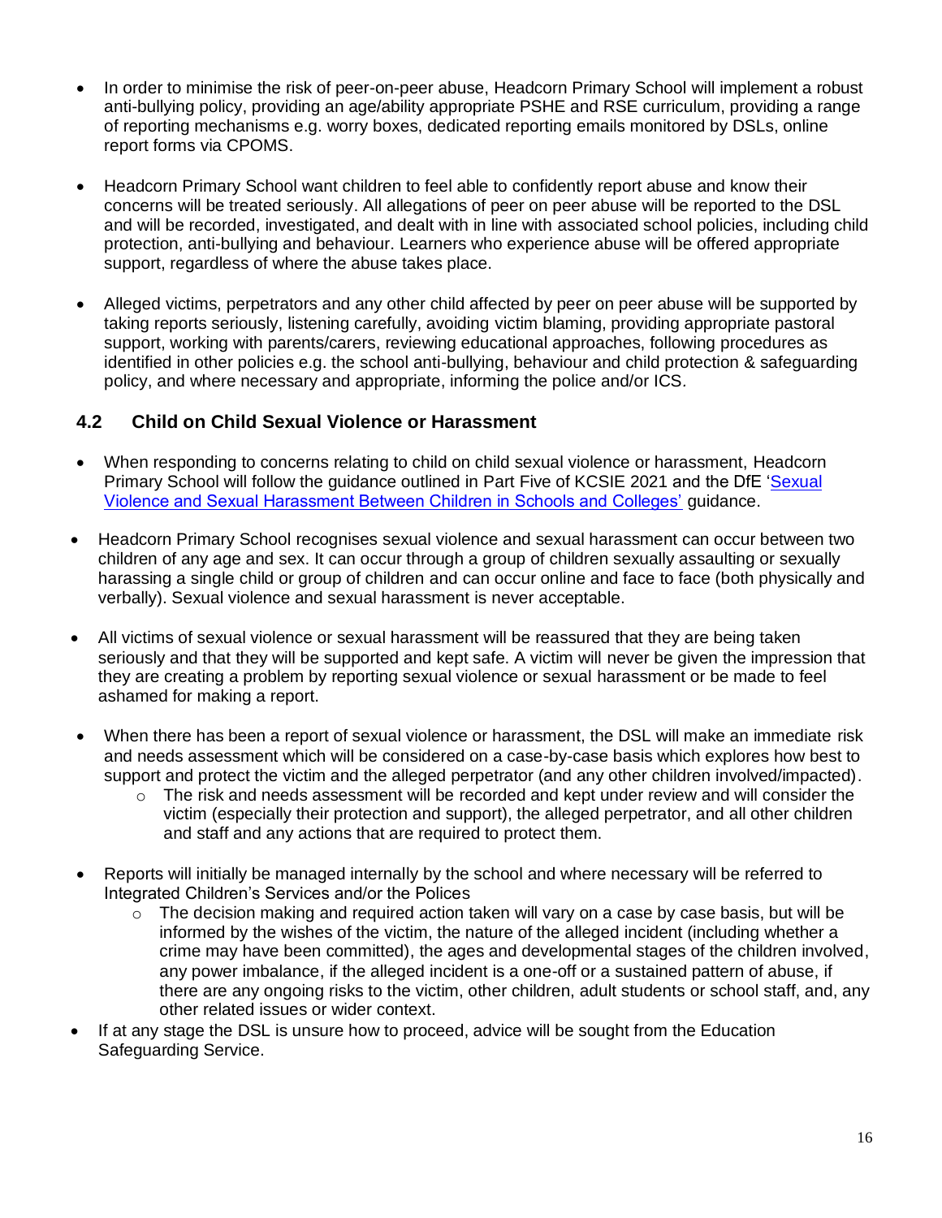- In order to minimise the risk of peer-on-peer abuse, Headcorn Primary School will implement a robust anti-bullying policy, providing an age/ability appropriate PSHE and RSE curriculum, providing a range of reporting mechanisms e.g. worry boxes, dedicated reporting emails monitored by DSLs, online report forms via CPOMS.

- Headcorn Primary School want children to feel able to confidently report abuse and know their concerns will be treated seriously. All allegations of peer on peer abuse will be reported to the DSL and will be recorded, investigated, and dealt with in line with associated school policies, including child protection, anti-bullying and behaviour. Learners who experience abuse will be offered appropriate support, regardless of where the abuse takes place.

- Alleged victims, perpetrators and any other child affected by peer on peer abuse will be supported by taking reports seriously, listening carefully, avoiding victim blaming, providing appropriate pastoral support, working with parents/carers, reviewing educational approaches, following procedures as identified in other policies e.g. the school anti-bullying, behaviour and child protection & safeguarding policy, and where necessary and appropriate, informing the police and/or ICS.

### 4.2 Child on Child Sexual Violence or Harassment

- When responding to concerns relating to child on child sexual violence or harassment, Headcorn Primary School will follow the guidance outlined in Part Five of KCSIE 2021 and the DfE 'Sexual Violence and Sexual Harassment Between Children in Schools and Colleges' guidance.

- Headcorn Primary School recognises sexual violence and sexual harassment can occur between two children of any age and sex. It can occur through a group of children sexually assaulting or sexually harassing a single child or group of children and can occur online and face to face (both physically and verbally). Sexual violence and sexual harassment is never acceptable.

- All victims of sexual violence or sexual harassment will be reassured that they are being taken seriously and that they will be supported and kept safe. A victim will never be given the impression that they are creating a problem by reporting sexual violence or sexual harassment or be made to feel ashamed for making a report.

- When there has been a report of sexual violence or harassment, the DSL will make an immediate risk and needs assessment which will be considered on a case-by-case basis which explores how best to support and protect the victim and the alleged perpetrator (and any other children involved/impacted).
  - The risk and needs assessment will be recorded and kept under review and will consider the victim (especially their protection and support), the alleged perpetrator, and all other children and staff and any actions that are required to protect them.

- Reports will initially be managed internally by the school and where necessary will be referred to Integrated Children's Services and/or the Polices
  - The decision making and required action taken will vary on a case by case basis, but will be informed by the wishes of the victim, the nature of the alleged incident (including whether a crime may have been committed), the ages and developmental stages of the children involved, any power imbalance, if the alleged incident is a one-off or a sustained pattern of abuse, if there are any ongoing risks to the victim, other children, adult students or school staff, and, any other related issues or wider context.
- If at any stage the DSL is unsure how to proceed, advice will be sought from the Education Safeguarding Service.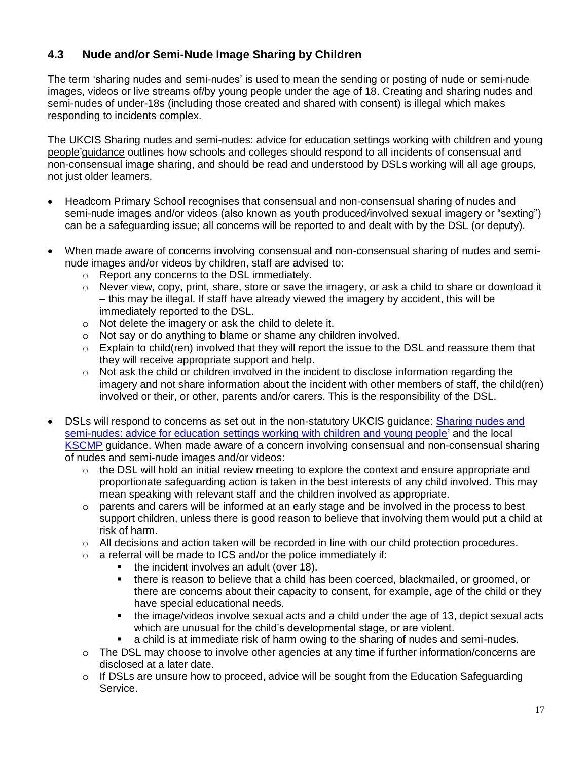### 4.3 Nude and/or Semi-Nude Image Sharing by Children

The term 'sharing nudes and semi-nudes' is used to mean the sending or posting of nude or semi-nude images, videos or live streams of/by young people under the age of 18. Creating and sharing nudes and semi-nudes of under-18s (including those created and shared with consent) is illegal which makes responding to incidents complex.

The UKCIS Sharing nudes and semi-nudes: advice for education settings working with children and young people'guidance outlines how schools and colleges should respond to all incidents of consensual and non-consensual image sharing, and should be read and understood by DSLs working will all age groups, not just older learners.

- Headcorn Primary School recognises that consensual and non-consensual sharing of nudes and semi-nude images and/or videos (also known as youth produced/involved sexual imagery or "sexting") can be a safeguarding issue; all concerns will be reported to and dealt with by the DSL (or deputy).

- When made aware of concerns involving consensual and non-consensual sharing of nudes and semi-nude images and/or videos by children, staff are advised to:
  - Report any concerns to the DSL immediately.
  - Never view, copy, print, share, store or save the imagery, or ask a child to share or download it – this may be illegal. If staff have already viewed the imagery by accident, this will be immediately reported to the DSL.
  - Not delete the imagery or ask the child to delete it.
  - Not say or do anything to blame or shame any children involved.
  - Explain to child(ren) involved that they will report the issue to the DSL and reassure them that they will receive appropriate support and help.
  - Not ask the child or children involved in the incident to disclose information regarding the imagery and not share information about the incident with other members of staff, the child(ren) involved or their, or other, parents and/or carers. This is the responsibility of the DSL.

- DSLs will respond to concerns as set out in the non-statutory UKCIS guidance: Sharing nudes and semi-nudes: advice for education settings working with children and young people' and the local KSCMP guidance. When made aware of a concern involving consensual and non-consensual sharing of nudes and semi-nude images and/or videos:
  - the DSL will hold an initial review meeting to explore the context and ensure appropriate and proportionate safeguarding action is taken in the best interests of any child involved. This may mean speaking with relevant staff and the children involved as appropriate.
  - parents and carers will be informed at an early stage and be involved in the process to best support children, unless there is good reason to believe that involving them would put a child at risk of harm.
  - All decisions and action taken will be recorded in line with our child protection procedures.
  - a referral will be made to ICS and/or the police immediately if:
    - the incident involves an adult (over 18).
    - there is reason to believe that a child has been coerced, blackmailed, or groomed, or there are concerns about their capacity to consent, for example, age of the child or they have special educational needs.
    - the image/videos involve sexual acts and a child under the age of 13, depict sexual acts which are unusual for the child's developmental stage, or are violent.
    - a child is at immediate risk of harm owing to the sharing of nudes and semi-nudes.
  - The DSL may choose to involve other agencies at any time if further information/concerns are disclosed at a later date.
  - If DSLs are unsure how to proceed, advice will be sought from the Education Safeguarding Service.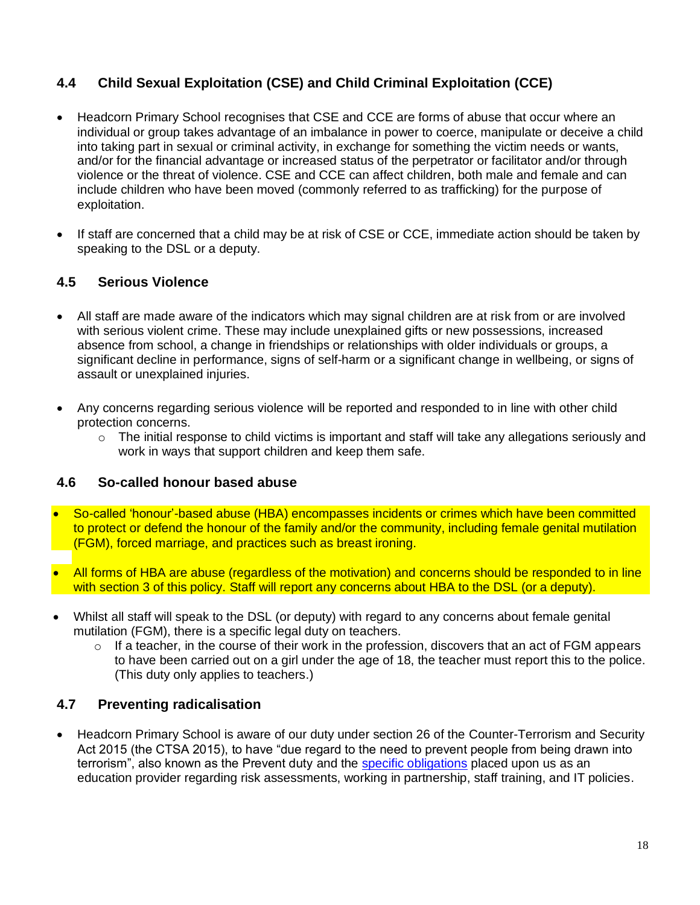### 4.4 Child Sexual Exploitation (CSE) and Child Criminal Exploitation (CCE)

- Headcorn Primary School recognises that CSE and CCE are forms of abuse that occur where an individual or group takes advantage of an imbalance in power to coerce, manipulate or deceive a child into taking part in sexual or criminal activity, in exchange for something the victim needs or wants, and/or for the financial advantage or increased status of the perpetrator or facilitator and/or through violence or the threat of violence. CSE and CCE can affect children, both male and female and can include children who have been moved (commonly referred to as trafficking) for the purpose of exploitation.

- If staff are concerned that a child may be at risk of CSE or CCE, immediate action should be taken by speaking to the DSL or a deputy.

### 4.5 Serious Violence

- All staff are made aware of the indicators which may signal children are at risk from or are involved with serious violent crime. These may include unexplained gifts or new possessions, increased absence from school, a change in friendships or relationships with older individuals or groups, a significant decline in performance, signs of self-harm or a significant change in wellbeing, or signs of assault or unexplained injuries.

- Any concerns regarding serious violence will be reported and responded to in line with other child protection concerns.
  - The initial response to child victims is important and staff will take any allegations seriously and work in ways that support children and keep them safe.

### 4.6 So-called honour based abuse

- So-called 'honour'-based abuse (HBA) encompasses incidents or crimes which have been committed to protect or defend the honour of the family and/or the community, including female genital mutilation (FGM), forced marriage, and practices such as breast ironing.

- All forms of HBA are abuse (regardless of the motivation) and concerns should be responded to in line with section 3 of this policy. Staff will report any concerns about HBA to the DSL (or a deputy).

- Whilst all staff will speak to the DSL (or deputy) with regard to any concerns about female genital mutilation (FGM), there is a specific legal duty on teachers.
  - If a teacher, in the course of their work in the profession, discovers that an act of FGM appears to have been carried out on a girl under the age of 18, the teacher must report this to the police. (This duty only applies to teachers.)

### 4.7 Preventing radicalisation

- Headcorn Primary School is aware of our duty under section 26 of the Counter-Terrorism and Security Act 2015 (the CTSA 2015), to have "due regard to the need to prevent people from being drawn into terrorism", also known as the Prevent duty and the specific obligations placed upon us as an education provider regarding risk assessments, working in partnership, staff training, and IT policies.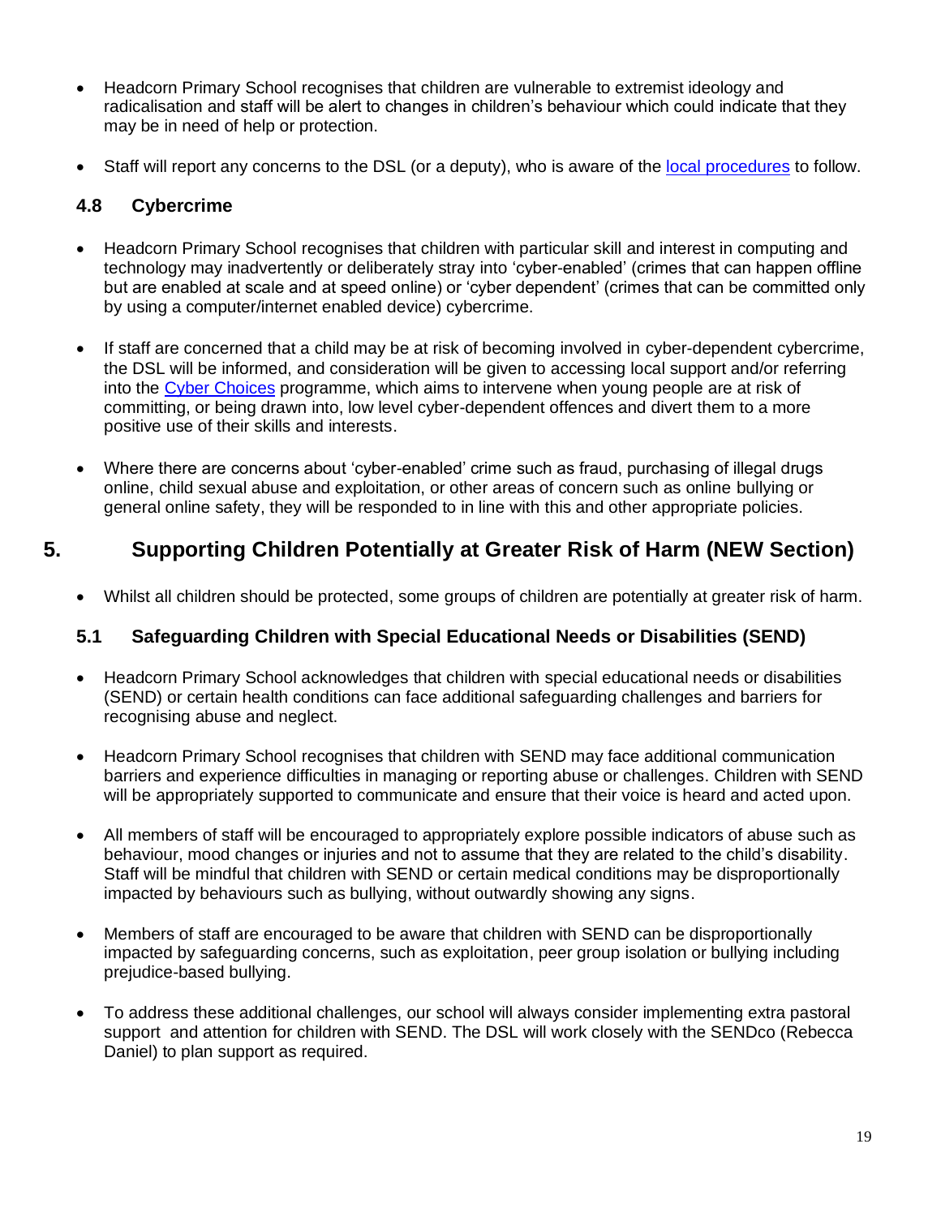- Headcorn Primary School recognises that children are vulnerable to extremist ideology and radicalisation and staff will be alert to changes in children's behaviour which could indicate that they may be in need of help or protection.
- Staff will report any concerns to the DSL (or a deputy), who is aware of the local procedures to follow.

### 4.8 Cybercrime

- Headcorn Primary School recognises that children with particular skill and interest in computing and technology may inadvertently or deliberately stray into 'cyber-enabled' (crimes that can happen offline but are enabled at scale and at speed online) or 'cyber dependent' (crimes that can be committed only by using a computer/internet enabled device) cybercrime.
- If staff are concerned that a child may be at risk of becoming involved in cyber-dependent cybercrime, the DSL will be informed, and consideration will be given to accessing local support and/or referring into the Cyber Choices programme, which aims to intervene when young people are at risk of committing, or being drawn into, low level cyber-dependent offences and divert them to a more positive use of their skills and interests.
- Where there are concerns about 'cyber-enabled' crime such as fraud, purchasing of illegal drugs online, child sexual abuse and exploitation, or other areas of concern such as online bullying or general online safety, they will be responded to in line with this and other appropriate policies.

## 5. Supporting Children Potentially at Greater Risk of Harm (NEW Section)

- Whilst all children should be protected, some groups of children are potentially at greater risk of harm.

### 5.1 Safeguarding Children with Special Educational Needs or Disabilities (SEND)

- Headcorn Primary School acknowledges that children with special educational needs or disabilities (SEND) or certain health conditions can face additional safeguarding challenges and barriers for recognising abuse and neglect.
- Headcorn Primary School recognises that children with SEND may face additional communication barriers and experience difficulties in managing or reporting abuse or challenges. Children with SEND will be appropriately supported to communicate and ensure that their voice is heard and acted upon.
- All members of staff will be encouraged to appropriately explore possible indicators of abuse such as behaviour, mood changes or injuries and not to assume that they are related to the child's disability. Staff will be mindful that children with SEND or certain medical conditions may be disproportionally impacted by behaviours such as bullying, without outwardly showing any signs.
- Members of staff are encouraged to be aware that children with SEND can be disproportionally impacted by safeguarding concerns, such as exploitation, peer group isolation or bullying including prejudice-based bullying.
- To address these additional challenges, our school will always consider implementing extra pastoral support and attention for children with SEND. The DSL will work closely with the SENDco (Rebecca Daniel) to plan support as required.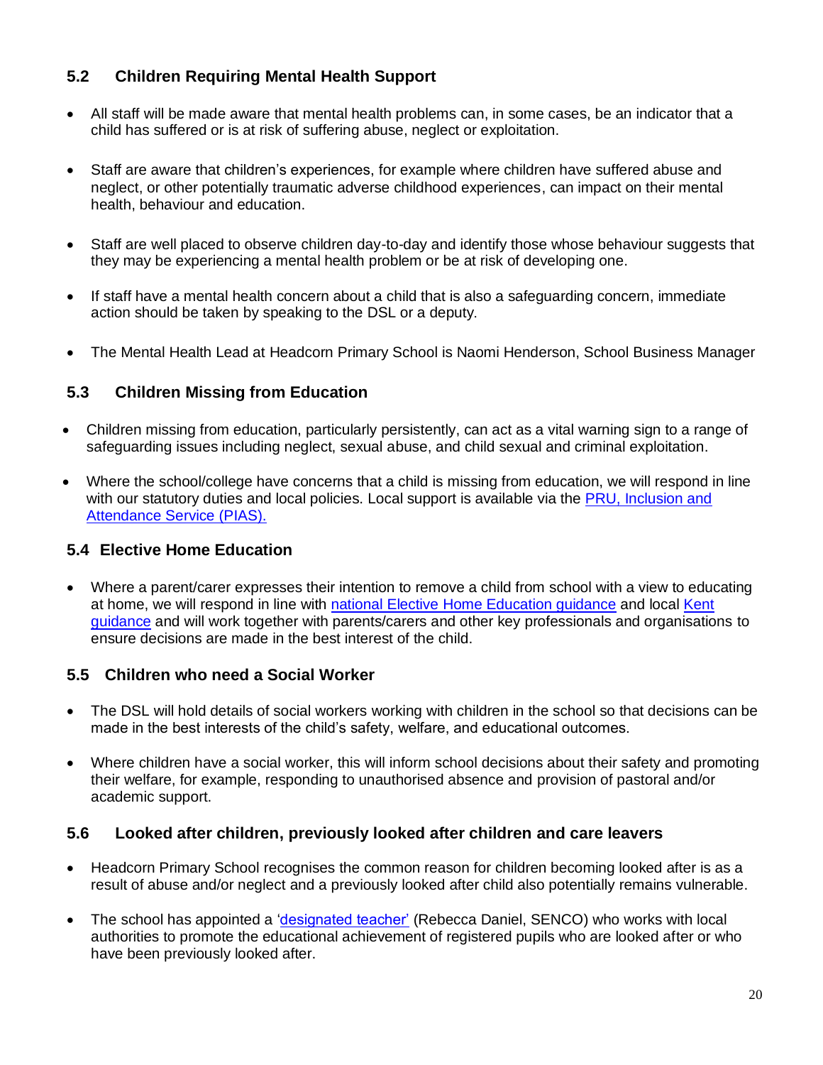### 5.2 Children Requiring Mental Health Support

- All staff will be made aware that mental health problems can, in some cases, be an indicator that a child has suffered or is at risk of suffering abuse, neglect or exploitation.
- Staff are aware that children's experiences, for example where children have suffered abuse and neglect, or other potentially traumatic adverse childhood experiences, can impact on their mental health, behaviour and education.
- Staff are well placed to observe children day-to-day and identify those whose behaviour suggests that they may be experiencing a mental health problem or be at risk of developing one.
- If staff have a mental health concern about a child that is also a safeguarding concern, immediate action should be taken by speaking to the DSL or a deputy.
- The Mental Health Lead at Headcorn Primary School is Naomi Henderson, School Business Manager

### 5.3 Children Missing from Education

- Children missing from education, particularly persistently, can act as a vital warning sign to a range of safeguarding issues including neglect, sexual abuse, and child sexual and criminal exploitation.
- Where the school/college have concerns that a child is missing from education, we will respond in line with our statutory duties and local policies. Local support is available via the PRU, Inclusion and Attendance Service (PIAS).

### 5.4 Elective Home Education

- Where a parent/carer expresses their intention to remove a child from school with a view to educating at home, we will respond in line with national Elective Home Education guidance and local Kent guidance and will work together with parents/carers and other key professionals and organisations to ensure decisions are made in the best interest of the child.

### 5.5 Children who need a Social Worker

- The DSL will hold details of social workers working with children in the school so that decisions can be made in the best interests of the child's safety, welfare, and educational outcomes.
- Where children have a social worker, this will inform school decisions about their safety and promoting their welfare, for example, responding to unauthorised absence and provision of pastoral and/or academic support.

### 5.6 Looked after children, previously looked after children and care leavers

- Headcorn Primary School recognises the common reason for children becoming looked after is as a result of abuse and/or neglect and a previously looked after child also potentially remains vulnerable.
- The school has appointed a 'designated teacher' (Rebecca Daniel, SENCO) who works with local authorities to promote the educational achievement of registered pupils who are looked after or who have been previously looked after.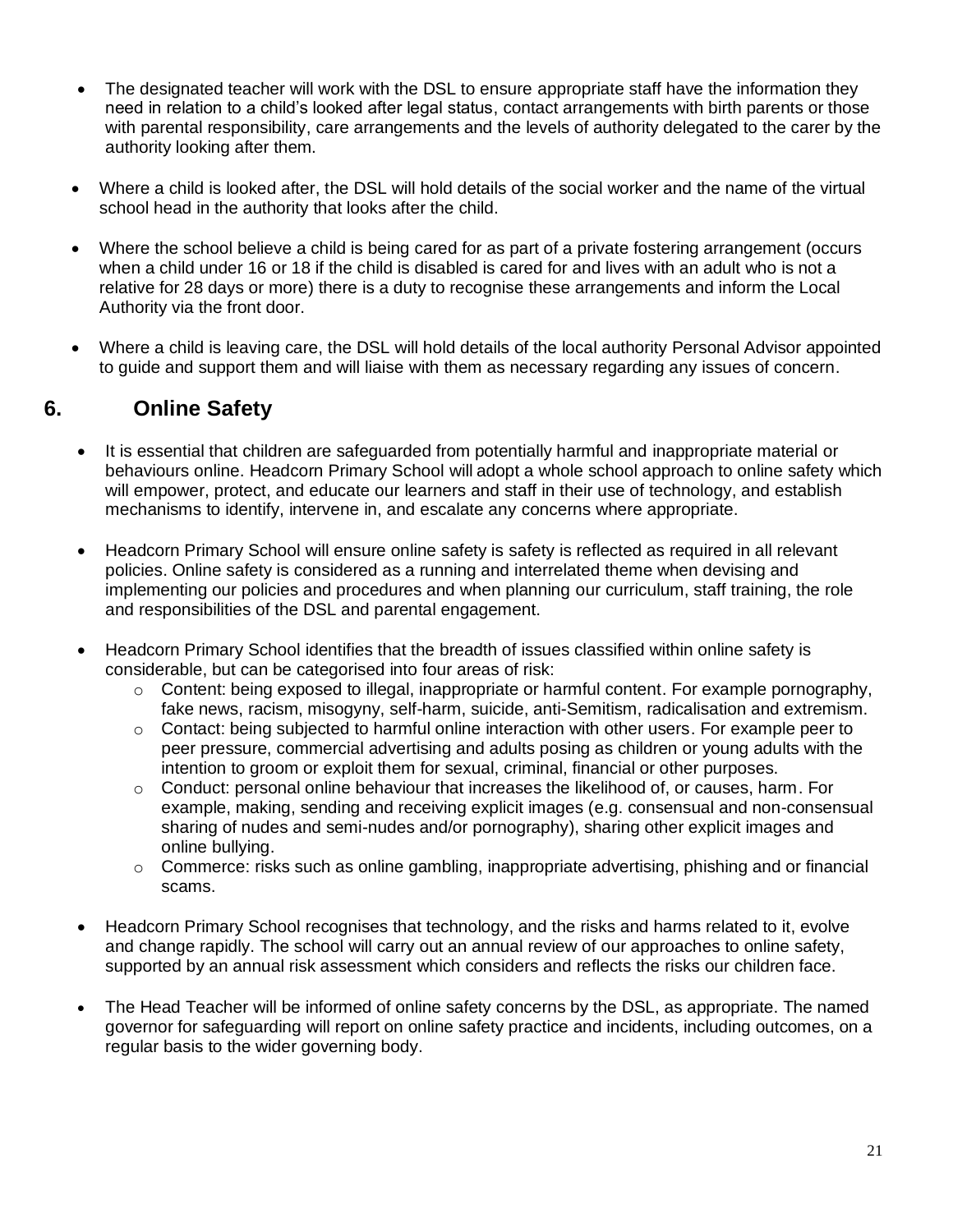- The designated teacher will work with the DSL to ensure appropriate staff have the information they need in relation to a child's looked after legal status, contact arrangements with birth parents or those with parental responsibility, care arrangements and the levels of authority delegated to the carer by the authority looking after them.

- Where a child is looked after, the DSL will hold details of the social worker and the name of the virtual school head in the authority that looks after the child.

- Where the school believe a child is being cared for as part of a private fostering arrangement (occurs when a child under 16 or 18 if the child is disabled is cared for and lives with an adult who is not a relative for 28 days or more) there is a duty to recognise these arrangements and inform the Local Authority via the front door.

- Where a child is leaving care, the DSL will hold details of the local authority Personal Advisor appointed to guide and support them and will liaise with them as necessary regarding any issues of concern.

## 6. Online Safety

- It is essential that children are safeguarded from potentially harmful and inappropriate material or behaviours online. Headcorn Primary School will adopt a whole school approach to online safety which will empower, protect, and educate our learners and staff in their use of technology, and establish mechanisms to identify, intervene in, and escalate any concerns where appropriate.

- Headcorn Primary School will ensure online safety is safety is reflected as required in all relevant policies. Online safety is considered as a running and interrelated theme when devising and implementing our policies and procedures and when planning our curriculum, staff training, the role and responsibilities of the DSL and parental engagement.

- Headcorn Primary School identifies that the breadth of issues classified within online safety is considerable, but can be categorised into four areas of risk:
  - Content: being exposed to illegal, inappropriate or harmful content. For example pornography, fake news, racism, misogyny, self-harm, suicide, anti-Semitism, radicalisation and extremism.
  - Contact: being subjected to harmful online interaction with other users. For example peer to peer pressure, commercial advertising and adults posing as children or young adults with the intention to groom or exploit them for sexual, criminal, financial or other purposes.
  - Conduct: personal online behaviour that increases the likelihood of, or causes, harm. For example, making, sending and receiving explicit images (e.g. consensual and non-consensual sharing of nudes and semi-nudes and/or pornography), sharing other explicit images and online bullying.
  - Commerce: risks such as online gambling, inappropriate advertising, phishing and or financial scams.

- Headcorn Primary School recognises that technology, and the risks and harms related to it, evolve and change rapidly. The school will carry out an annual review of our approaches to online safety, supported by an annual risk assessment which considers and reflects the risks our children face.

- The Head Teacher will be informed of online safety concerns by the DSL, as appropriate. The named governor for safeguarding will report on online safety practice and incidents, including outcomes, on a regular basis to the wider governing body.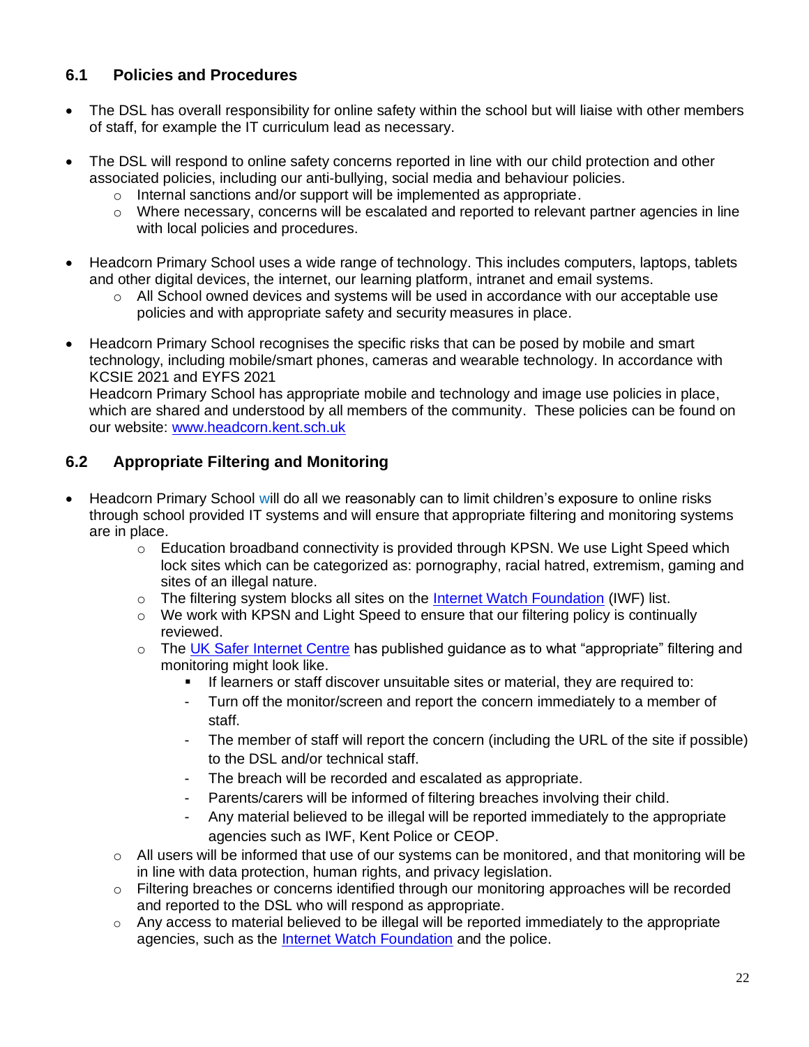## 6.1 Policies and Procedures

- The DSL has overall responsibility for online safety within the school but will liaise with other members of staff, for example the IT curriculum lead as necessary.

- The DSL will respond to online safety concerns reported in line with our child protection and other associated policies, including our anti-bullying, social media and behaviour policies.
  - Internal sanctions and/or support will be implemented as appropriate.
  - Where necessary, concerns will be escalated and reported to relevant partner agencies in line with local policies and procedures.

- Headcorn Primary School uses a wide range of technology. This includes computers, laptops, tablets and other digital devices, the internet, our learning platform, intranet and email systems.
  - All School owned devices and systems will be used in accordance with our acceptable use policies and with appropriate safety and security measures in place.

- Headcorn Primary School recognises the specific risks that can be posed by mobile and smart technology, including mobile/smart phones, cameras and wearable technology. In accordance with KCSIE 2021 and EYFS 2021
  Headcorn Primary School has appropriate mobile and technology and image use policies in place, which are shared and understood by all members of the community. These policies can be found on our website: [www.headcorn.kent.sch.uk](http://www.headcorn.kent.sch.uk)

## 6.2 Appropriate Filtering and Monitoring

- Headcorn Primary School will do all we reasonably can to limit children's exposure to online risks through school provided IT systems and will ensure that appropriate filtering and monitoring systems are in place.
  - Education broadband connectivity is provided through KPSN. We use Light Speed which lock sites which can be categorized as: pornography, racial hatred, extremism, gaming and sites of an illegal nature.
  - The filtering system blocks all sites on the [Internet Watch Foundation](https://www.iwf.org.uk/) (IWF) list.
  - We work with KPSN and Light Speed to ensure that our filtering policy is continually reviewed.
  - The [UK Safer Internet Centre](https://www.saferinternet.org.uk/) has published guidance as to what "appropriate" filtering and monitoring might look like.
    - If learners or staff discover unsuitable sites or material, they are required to:
    - Turn off the monitor/screen and report the concern immediately to a member of staff.
    - The member of staff will report the concern (including the URL of the site if possible) to the DSL and/or technical staff.
    - The breach will be recorded and escalated as appropriate.
    - Parents/carers will be informed of filtering breaches involving their child.
    - Any material believed to be illegal will be reported immediately to the appropriate agencies such as IWF, Kent Police or CEOP.
  - All users will be informed that use of our systems can be monitored, and that monitoring will be in line with data protection, human rights, and privacy legislation.
  - Filtering breaches or concerns identified through our monitoring approaches will be recorded and reported to the DSL who will respond as appropriate.
  - Any access to material believed to be illegal will be reported immediately to the appropriate agencies, such as the [Internet Watch Foundation](https://www.iwf.org.uk/) and the police.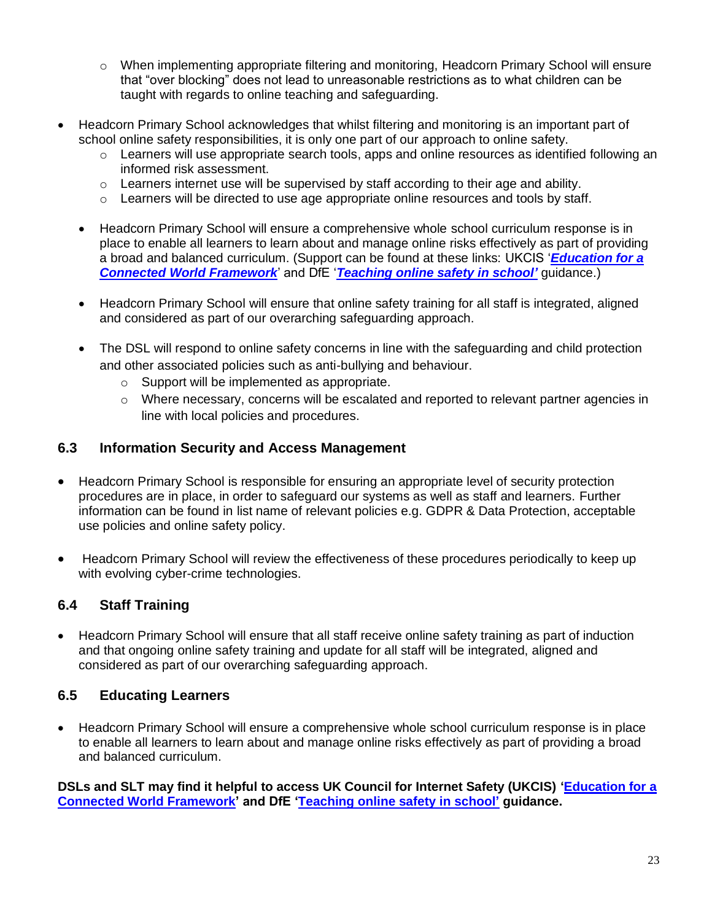- When implementing appropriate filtering and monitoring, Headcorn Primary School will ensure that "over blocking" does not lead to unreasonable restrictions as to what children can be taught with regards to online teaching and safeguarding.

- Headcorn Primary School acknowledges that whilst filtering and monitoring is an important part of school online safety responsibilities, it is only one part of our approach to online safety.
    - Learners will use appropriate search tools, apps and online resources as identified following an informed risk assessment.
    - Learners internet use will be supervised by staff according to their age and ability.
    - Learners will be directed to use age appropriate online resources and tools by staff.

- Headcorn Primary School will ensure a comprehensive whole school curriculum response is in place to enable all learners to learn about and manage online risks effectively as part of providing a broad and balanced curriculum. (Support can be found at these links: UKCIS '***Education for a Connected World Framework***' and DfE '***Teaching online safety in school'*** guidance.)

- Headcorn Primary School will ensure that online safety training for all staff is integrated, aligned and considered as part of our overarching safeguarding approach.

- The DSL will respond to online safety concerns in line with the safeguarding and child protection and other associated policies such as anti-bullying and behaviour.
    - Support will be implemented as appropriate.
    - Where necessary, concerns will be escalated and reported to relevant partner agencies in line with local policies and procedures.

## 6.3 Information Security and Access Management

- Headcorn Primary School is responsible for ensuring an appropriate level of security protection procedures are in place, in order to safeguard our systems as well as staff and learners. Further information can be found in list name of relevant policies e.g. GDPR & Data Protection, acceptable use policies and online safety policy.

- Headcorn Primary School will review the effectiveness of these procedures periodically to keep up with evolving cyber-crime technologies.

## 6.4 Staff Training

- Headcorn Primary School will ensure that all staff receive online safety training as part of induction and that ongoing online safety training and update for all staff will be integrated, aligned and considered as part of our overarching safeguarding approach.

## 6.5 Educating Learners

- Headcorn Primary School will ensure a comprehensive whole school curriculum response is in place to enable all learners to learn about and manage online risks effectively as part of providing a broad and balanced curriculum.

**DSLs and SLT may find it helpful to access UK Council for Internet Safety (UKCIS) 'Education for a Connected World Framework' and DfE 'Teaching online safety in school' guidance.**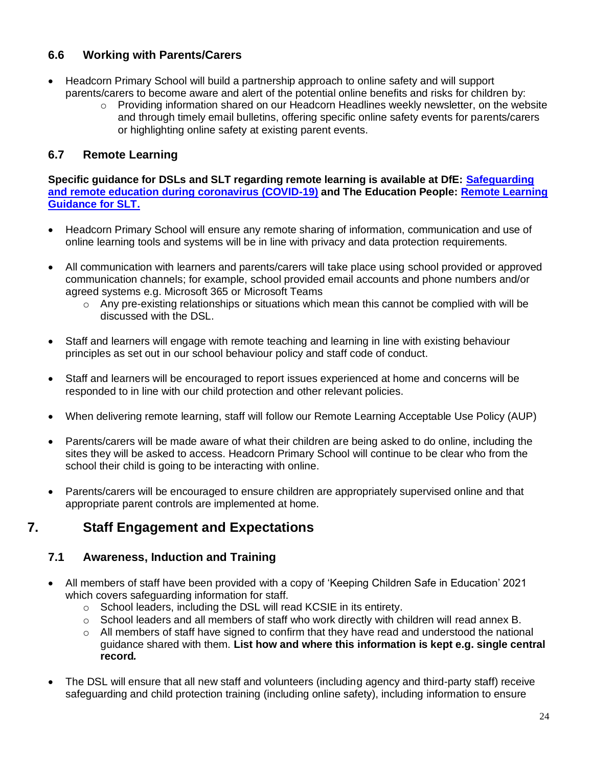### 6.6 Working with Parents/Carers

- Headcorn Primary School will build a partnership approach to online safety and will support parents/carers to become aware and alert of the potential online benefits and risks for children by:
  - Providing information shared on our Headcorn Headlines weekly newsletter, on the website and through timely email bulletins, offering specific online safety events for parents/carers or highlighting online safety at existing parent events.

### 6.7 Remote Learning

**Specific guidance for DSLs and SLT regarding remote learning is available at DfE: [Safeguarding and remote education during coronavirus (COVID-19)]() and The Education People: [Remote Learning Guidance for SLT.]()**

- Headcorn Primary School will ensure any remote sharing of information, communication and use of online learning tools and systems will be in line with privacy and data protection requirements.

- All communication with learners and parents/carers will take place using school provided or approved communication channels; for example, school provided email accounts and phone numbers and/or agreed systems e.g. Microsoft 365 or Microsoft Teams
  - Any pre-existing relationships or situations which mean this cannot be complied with will be discussed with the DSL.

- Staff and learners will engage with remote teaching and learning in line with existing behaviour principles as set out in our school behaviour policy and staff code of conduct.

- Staff and learners will be encouraged to report issues experienced at home and concerns will be responded to in line with our child protection and other relevant policies.

- When delivering remote learning, staff will follow our Remote Learning Acceptable Use Policy (AUP)

- Parents/carers will be made aware of what their children are being asked to do online, including the sites they will be asked to access. Headcorn Primary School will continue to be clear who from the school their child is going to be interacting with online.

- Parents/carers will be encouraged to ensure children are appropriately supervised online and that appropriate parent controls are implemented at home.

## 7. Staff Engagement and Expectations

### 7.1 Awareness, Induction and Training

- All members of staff have been provided with a copy of 'Keeping Children Safe in Education' 2021 which covers safeguarding information for staff.
  - School leaders, including the DSL will read KCSIE in its entirety.
  - School leaders and all members of staff who work directly with children will read annex B.
  - All members of staff have signed to confirm that they have read and understood the national guidance shared with them. **List how and where this information is kept e.g. single central record.**

- The DSL will ensure that all new staff and volunteers (including agency and third-party staff) receive safeguarding and child protection training (including online safety), including information to ensure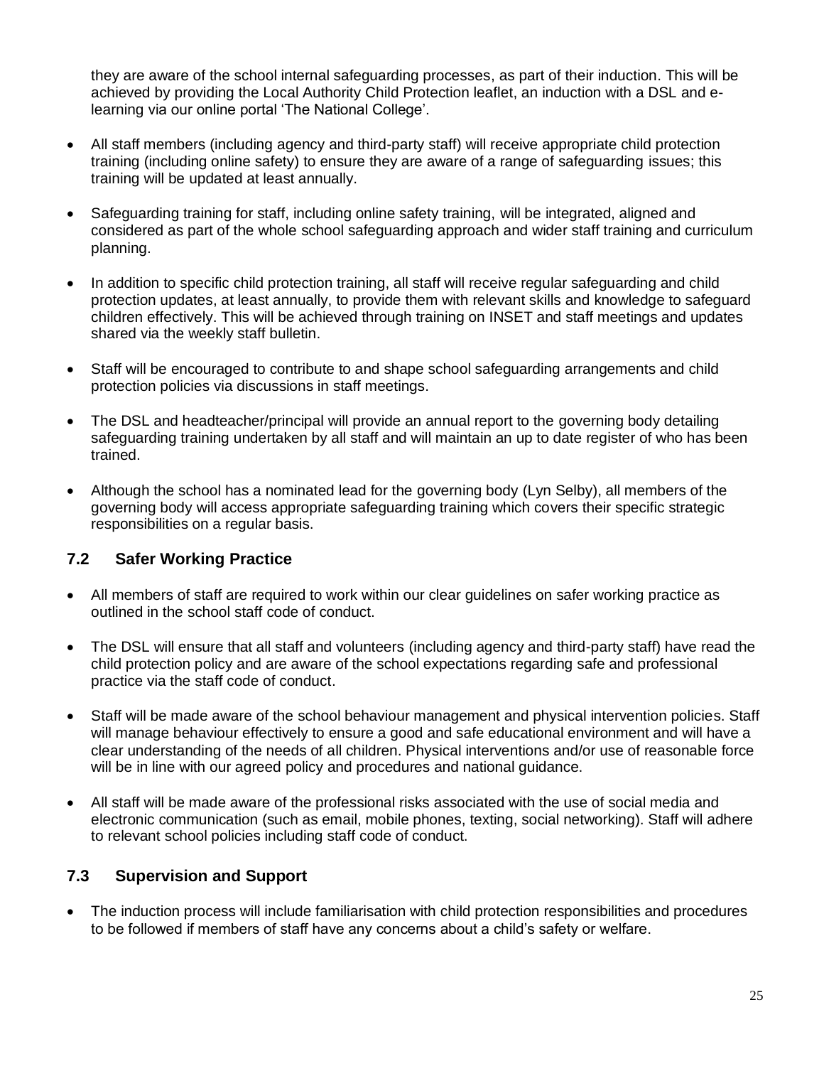they are aware of the school internal safeguarding processes, as part of their induction. This will be achieved by providing the Local Authority Child Protection leaflet, an induction with a DSL and e-learning via our online portal 'The National College'.

- All staff members (including agency and third-party staff) will receive appropriate child protection training (including online safety) to ensure they are aware of a range of safeguarding issues; this training will be updated at least annually.
- Safeguarding training for staff, including online safety training, will be integrated, aligned and considered as part of the whole school safeguarding approach and wider staff training and curriculum planning.
- In addition to specific child protection training, all staff will receive regular safeguarding and child protection updates, at least annually, to provide them with relevant skills and knowledge to safeguard children effectively. This will be achieved through training on INSET and staff meetings and updates shared via the weekly staff bulletin.
- Staff will be encouraged to contribute to and shape school safeguarding arrangements and child protection policies via discussions in staff meetings.
- The DSL and headteacher/principal will provide an annual report to the governing body detailing safeguarding training undertaken by all staff and will maintain an up to date register of who has been trained.
- Although the school has a nominated lead for the governing body (Lyn Selby), all members of the governing body will access appropriate safeguarding training which covers their specific strategic responsibilities on a regular basis.

## 7.2 Safer Working Practice

- All members of staff are required to work within our clear guidelines on safer working practice as outlined in the school staff code of conduct.
- The DSL will ensure that all staff and volunteers (including agency and third-party staff) have read the child protection policy and are aware of the school expectations regarding safe and professional practice via the staff code of conduct.
- Staff will be made aware of the school behaviour management and physical intervention policies. Staff will manage behaviour effectively to ensure a good and safe educational environment and will have a clear understanding of the needs of all children. Physical interventions and/or use of reasonable force will be in line with our agreed policy and procedures and national guidance.
- All staff will be made aware of the professional risks associated with the use of social media and electronic communication (such as email, mobile phones, texting, social networking). Staff will adhere to relevant school policies including staff code of conduct.

## 7.3 Supervision and Support

- The induction process will include familiarisation with child protection responsibilities and procedures to be followed if members of staff have any concerns about a child's safety or welfare.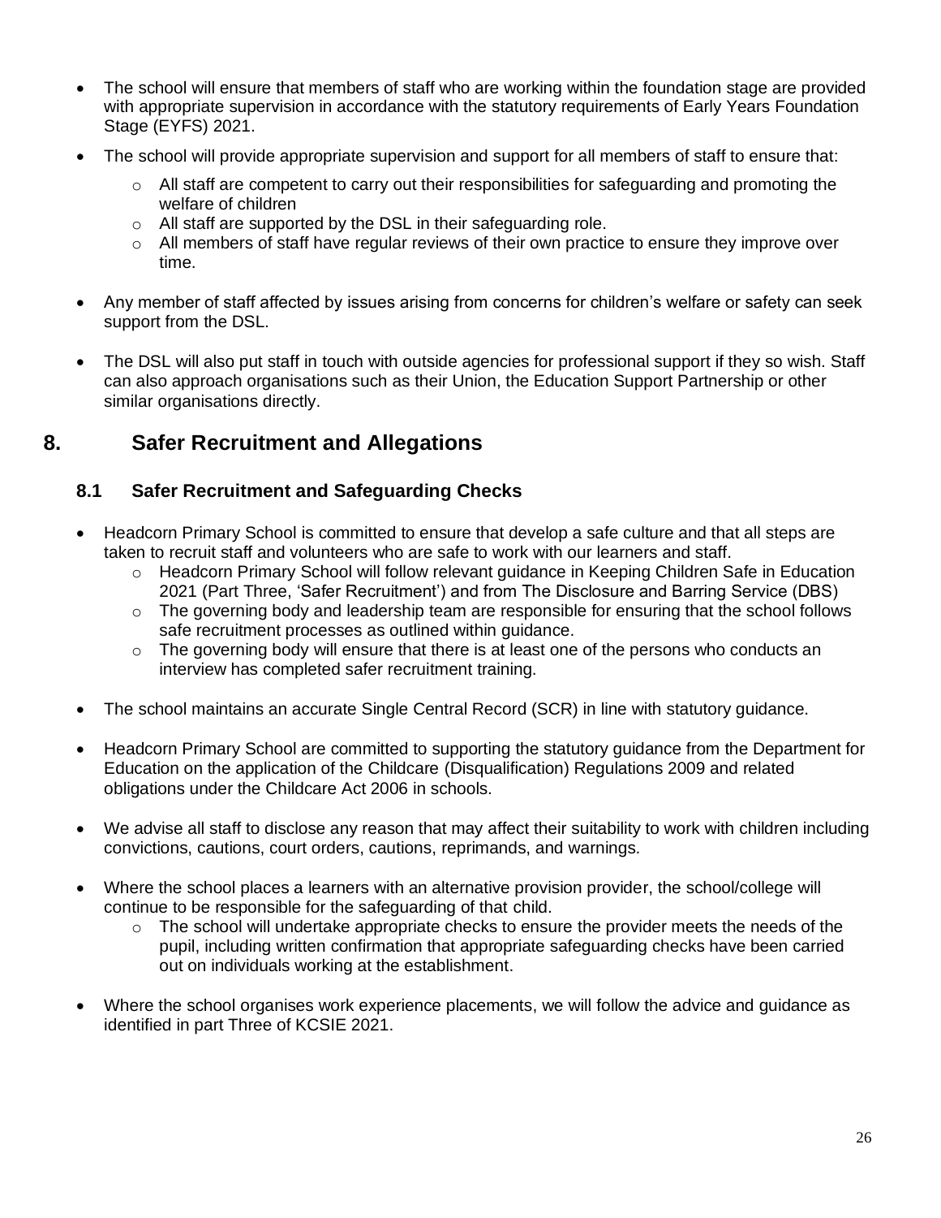- The school will ensure that members of staff who are working within the foundation stage are provided with appropriate supervision in accordance with the statutory requirements of Early Years Foundation Stage (EYFS) 2021.
- The school will provide appropriate supervision and support for all members of staff to ensure that:
  - All staff are competent to carry out their responsibilities for safeguarding and promoting the welfare of children
  - All staff are supported by the DSL in their safeguarding role.
  - All members of staff have regular reviews of their own practice to ensure they improve over time.
- Any member of staff affected by issues arising from concerns for children's welfare or safety can seek support from the DSL.
- The DSL will also put staff in touch with outside agencies for professional support if they so wish. Staff can also approach organisations such as their Union, the Education Support Partnership or other similar organisations directly.

## 8. Safer Recruitment and Allegations

### 8.1 Safer Recruitment and Safeguarding Checks

- Headcorn Primary School is committed to ensure that develop a safe culture and that all steps are taken to recruit staff and volunteers who are safe to work with our learners and staff.
  - Headcorn Primary School will follow relevant guidance in Keeping Children Safe in Education 2021 (Part Three, 'Safer Recruitment') and from The Disclosure and Barring Service (DBS)
  - The governing body and leadership team are responsible for ensuring that the school follows safe recruitment processes as outlined within guidance.
  - The governing body will ensure that there is at least one of the persons who conducts an interview has completed safer recruitment training.
- The school maintains an accurate Single Central Record (SCR) in line with statutory guidance.
- Headcorn Primary School are committed to supporting the statutory guidance from the Department for Education on the application of the Childcare (Disqualification) Regulations 2009 and related obligations under the Childcare Act 2006 in schools.
- We advise all staff to disclose any reason that may affect their suitability to work with children including convictions, cautions, court orders, cautions, reprimands, and warnings.
- Where the school places a learners with an alternative provision provider, the school/college will continue to be responsible for the safeguarding of that child.
  - The school will undertake appropriate checks to ensure the provider meets the needs of the pupil, including written confirmation that appropriate safeguarding checks have been carried out on individuals working at the establishment.
- Where the school organises work experience placements, we will follow the advice and guidance as identified in part Three of KCSIE 2021.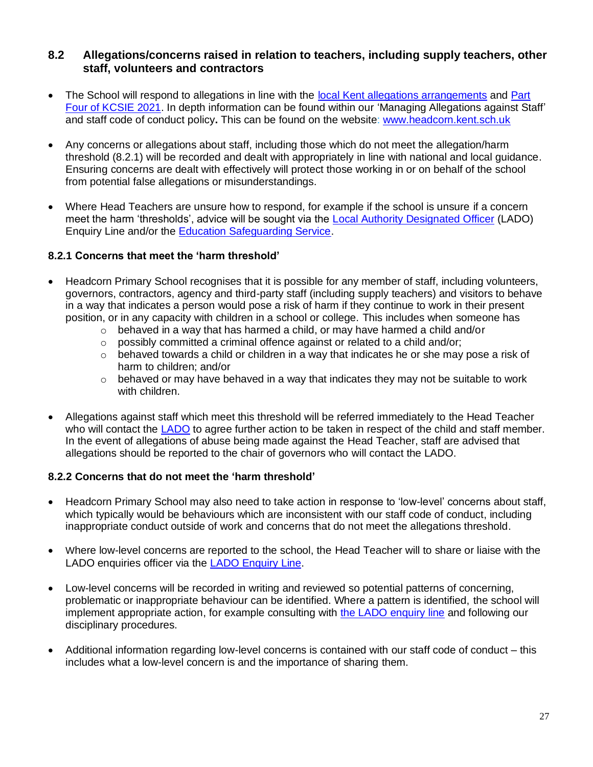## 8.2 Allegations/concerns raised in relation to teachers, including supply teachers, other staff, volunteers and contractors

- The School will respond to allegations in line with the local Kent allegations arrangements and Part Four of KCSIE 2021. In depth information can be found within our 'Managing Allegations against Staff' and staff code of conduct policy**.** This can be found on the website: www.headcorn.kent.sch.uk

- Any concerns or allegations about staff, including those which do not meet the allegation/harm threshold (8.2.1) will be recorded and dealt with appropriately in line with national and local guidance. Ensuring concerns are dealt with effectively will protect those working in or on behalf of the school from potential false allegations or misunderstandings.

- Where Head Teachers are unsure how to respond, for example if the school is unsure if a concern meet the harm 'thresholds', advice will be sought via the Local Authority Designated Officer (LADO) Enquiry Line and/or the Education Safeguarding Service.

### 8.2.1 Concerns that meet the 'harm threshold'

- Headcorn Primary School recognises that it is possible for any member of staff, including volunteers, governors, contractors, agency and third-party staff (including supply teachers) and visitors to behave in a way that indicates a person would pose a risk of harm if they continue to work in their present position, or in any capacity with children in a school or college. This includes when someone has
  - behaved in a way that has harmed a child, or may have harmed a child and/or
  - possibly committed a criminal offence against or related to a child and/or;
  - behaved towards a child or children in a way that indicates he or she may pose a risk of harm to children; and/or
  - behaved or may have behaved in a way that indicates they may not be suitable to work with children.

- Allegations against staff which meet this threshold will be referred immediately to the Head Teacher who will contact the LADO to agree further action to be taken in respect of the child and staff member. In the event of allegations of abuse being made against the Head Teacher, staff are advised that allegations should be reported to the chair of governors who will contact the LADO.

### 8.2.2 Concerns that do not meet the 'harm threshold'

- Headcorn Primary School may also need to take action in response to 'low-level' concerns about staff, which typically would be behaviours which are inconsistent with our staff code of conduct, including inappropriate conduct outside of work and concerns that do not meet the allegations threshold.

- Where low-level concerns are reported to the school, the Head Teacher will to share or liaise with the LADO enquiries officer via the LADO Enquiry Line.

- Low-level concerns will be recorded in writing and reviewed so potential patterns of concerning, problematic or inappropriate behaviour can be identified. Where a pattern is identified, the school will implement appropriate action, for example consulting with the LADO enquiry line and following our disciplinary procedures.

- Additional information regarding low-level concerns is contained with our staff code of conduct – this includes what a low-level concern is and the importance of sharing them.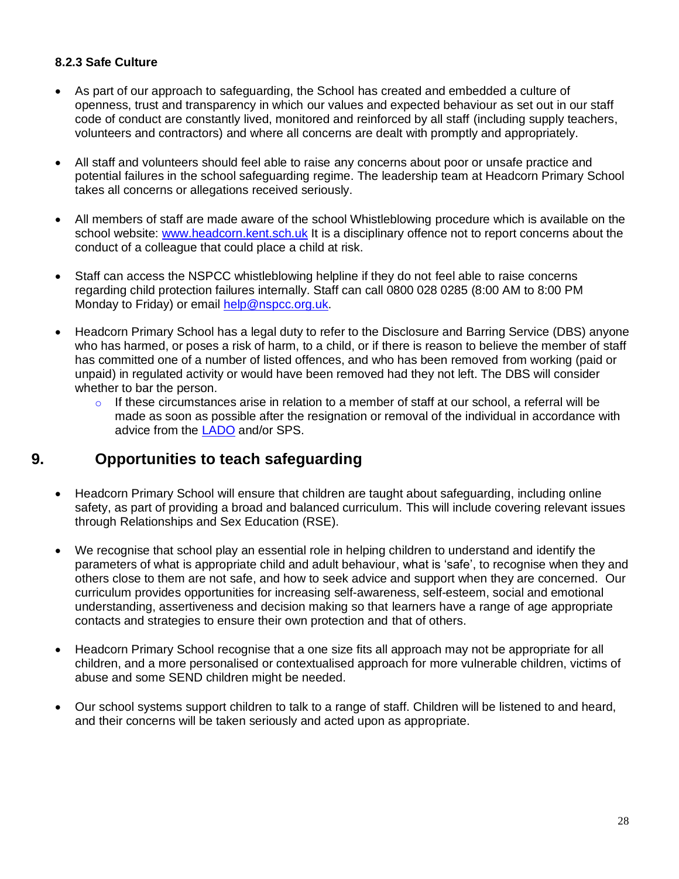#### 8.2.3 Safe Culture

- As part of our approach to safeguarding, the School has created and embedded a culture of openness, trust and transparency in which our values and expected behaviour as set out in our staff code of conduct are constantly lived, monitored and reinforced by all staff (including supply teachers, volunteers and contractors) and where all concerns are dealt with promptly and appropriately.

- All staff and volunteers should feel able to raise any concerns about poor or unsafe practice and potential failures in the school safeguarding regime. The leadership team at Headcorn Primary School takes all concerns or allegations received seriously.

- All members of staff are made aware of the school Whistleblowing procedure which is available on the school website: [www.headcorn.kent.sch.uk](http://www.headcorn.kent.sch.uk) It is a disciplinary offence not to report concerns about the conduct of a colleague that could place a child at risk.

- Staff can access the NSPCC whistleblowing helpline if they do not feel able to raise concerns regarding child protection failures internally. Staff can call 0800 028 0285 (8:00 AM to 8:00 PM Monday to Friday) or email [help@nspcc.org.uk](mailto:help@nspcc.org.uk).

- Headcorn Primary School has a legal duty to refer to the Disclosure and Barring Service (DBS) anyone who has harmed, or poses a risk of harm, to a child, or if there is reason to believe the member of staff has committed one of a number of listed offences, and who has been removed from working (paid or unpaid) in regulated activity or would have been removed had they not left. The DBS will consider whether to bar the person.
  - If these circumstances arise in relation to a member of staff at our school, a referral will be made as soon as possible after the resignation or removal of the individual in accordance with advice from the LADO and/or SPS.

## 9. Opportunities to teach safeguarding

- Headcorn Primary School will ensure that children are taught about safeguarding, including online safety, as part of providing a broad and balanced curriculum. This will include covering relevant issues through Relationships and Sex Education (RSE).

- We recognise that school play an essential role in helping children to understand and identify the parameters of what is appropriate child and adult behaviour, what is 'safe', to recognise when they and others close to them are not safe, and how to seek advice and support when they are concerned. Our curriculum provides opportunities for increasing self-awareness, self-esteem, social and emotional understanding, assertiveness and decision making so that learners have a range of age appropriate contacts and strategies to ensure their own protection and that of others.

- Headcorn Primary School recognise that a one size fits all approach may not be appropriate for all children, and a more personalised or contextualised approach for more vulnerable children, victims of abuse and some SEND children might be needed.

- Our school systems support children to talk to a range of staff. Children will be listened to and heard, and their concerns will be taken seriously and acted upon as appropriate.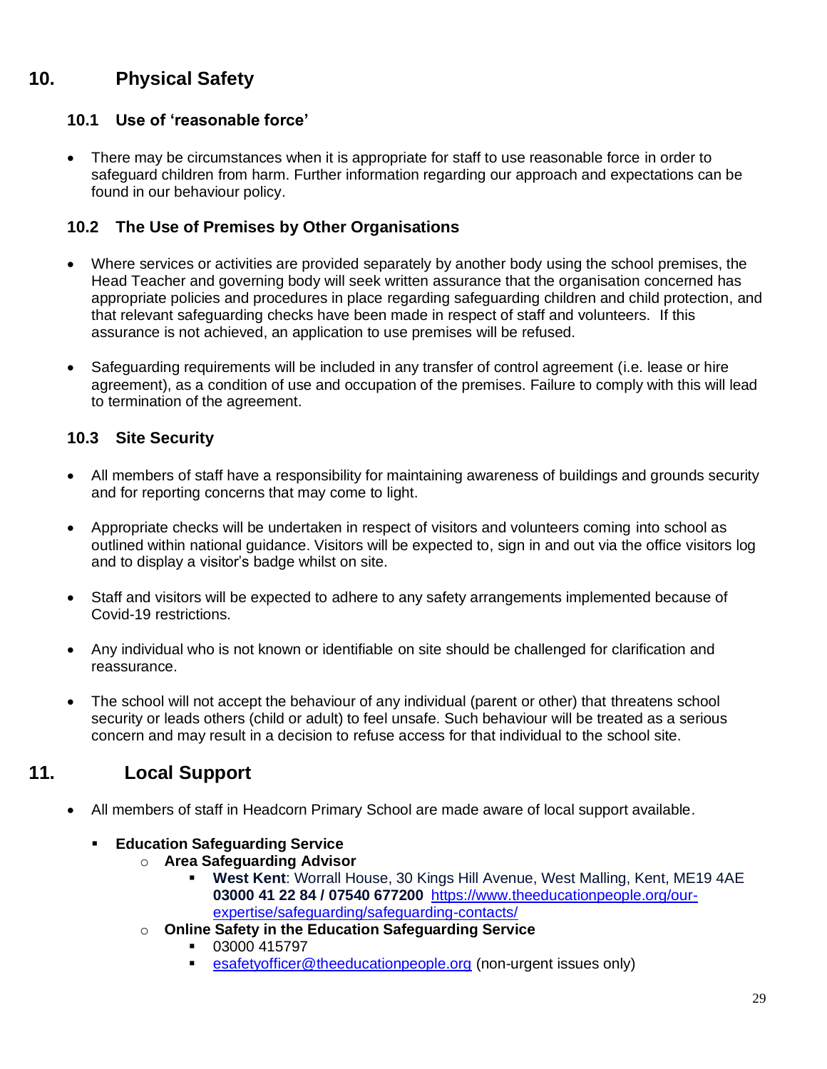# 10. Physical Safety

## 10.1 Use of 'reasonable force'

- There may be circumstances when it is appropriate for staff to use reasonable force in order to safeguard children from harm. Further information regarding our approach and expectations can be found in our behaviour policy.

## 10.2 The Use of Premises by Other Organisations

- Where services or activities are provided separately by another body using the school premises, the Head Teacher and governing body will seek written assurance that the organisation concerned has appropriate policies and procedures in place regarding safeguarding children and child protection, and that relevant safeguarding checks have been made in respect of staff and volunteers. If this assurance is not achieved, an application to use premises will be refused.

- Safeguarding requirements will be included in any transfer of control agreement (i.e. lease or hire agreement), as a condition of use and occupation of the premises. Failure to comply with this will lead to termination of the agreement.

## 10.3 Site Security

- All members of staff have a responsibility for maintaining awareness of buildings and grounds security and for reporting concerns that may come to light.

- Appropriate checks will be undertaken in respect of visitors and volunteers coming into school as outlined within national guidance. Visitors will be expected to, sign in and out via the office visitors log and to display a visitor's badge whilst on site.

- Staff and visitors will be expected to adhere to any safety arrangements implemented because of Covid-19 restrictions.

- Any individual who is not known or identifiable on site should be challenged for clarification and reassurance.

- The school will not accept the behaviour of any individual (parent or other) that threatens school security or leads others (child or adult) to feel unsafe. Such behaviour will be treated as a serious concern and may result in a decision to refuse access for that individual to the school site.

# 11. Local Support

- All members of staff in Headcorn Primary School are made aware of local support available.
  - **Education Safeguarding Service**
    - **Area Safeguarding Advisor**
      - **West Kent**: Worrall House, 30 Kings Hill Avenue, West Malling, Kent, ME19 4AE **03000 41 22 84 / 07540 677200** https://www.theeducationpeople.org/our-expertise/safeguarding/safeguarding-contacts/
    - **Online Safety in the Education Safeguarding Service**
      - 03000 415797
      - esafetyofficer@theeducationpeople.org (non-urgent issues only)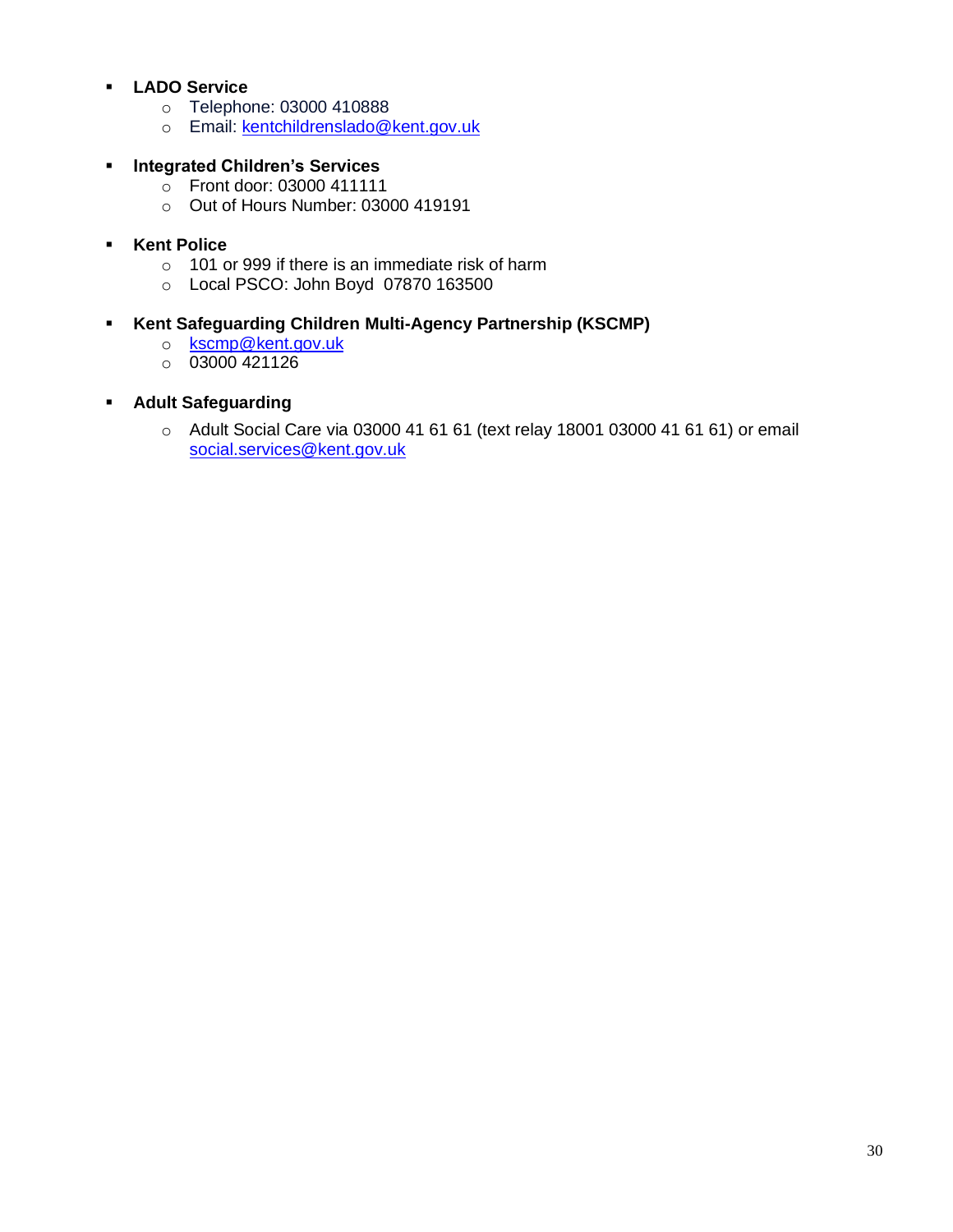- **LADO Service**
  - Telephone: 03000 410888
  - Email: kentchildrenslado@kent.gov.uk

- **Integrated Children's Services**
  - Front door: 03000 411111
  - Out of Hours Number: 03000 419191

- **Kent Police**
  - 101 or 999 if there is an immediate risk of harm
  - Local PSCO: John Boyd 07870 163500

- **Kent Safeguarding Children Multi-Agency Partnership (KSCMP)**
  - kscmp@kent.gov.uk
  - 03000 421126

- **Adult Safeguarding**
  - Adult Social Care via 03000 41 61 61 (text relay 18001 03000 41 61 61) or email social.services@kent.gov.uk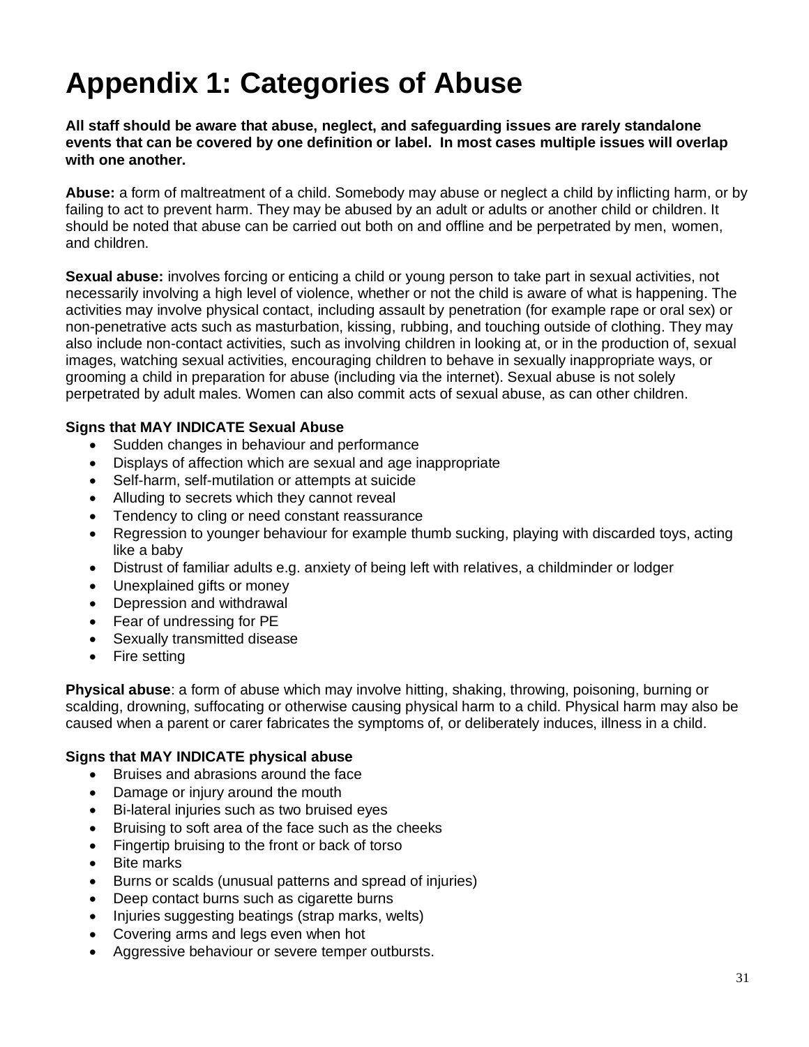# Appendix 1: Categories of Abuse

**All staff should be aware that abuse, neglect, and safeguarding issues are rarely standalone events that can be covered by one definition or label. In most cases multiple issues will overlap with one another.**

**Abuse:** a form of maltreatment of a child. Somebody may abuse or neglect a child by inflicting harm, or by failing to act to prevent harm. They may be abused by an adult or adults or another child or children. It should be noted that abuse can be carried out both on and offline and be perpetrated by men, women, and children.

**Sexual abuse:** involves forcing or enticing a child or young person to take part in sexual activities, not necessarily involving a high level of violence, whether or not the child is aware of what is happening. The activities may involve physical contact, including assault by penetration (for example rape or oral sex) or non-penetrative acts such as masturbation, kissing, rubbing, and touching outside of clothing. They may also include non-contact activities, such as involving children in looking at, or in the production of, sexual images, watching sexual activities, encouraging children to behave in sexually inappropriate ways, or grooming a child in preparation for abuse (including via the internet). Sexual abuse is not solely perpetrated by adult males. Women can also commit acts of sexual abuse, as can other children.

**Signs that MAY INDICATE Sexual Abuse**

- Sudden changes in behaviour and performance
- Displays of affection which are sexual and age inappropriate
- Self-harm, self-mutilation or attempts at suicide
- Alluding to secrets which they cannot reveal
- Tendency to cling or need constant reassurance
- Regression to younger behaviour for example thumb sucking, playing with discarded toys, acting like a baby
- Distrust of familiar adults e.g. anxiety of being left with relatives, a childminder or lodger
- Unexplained gifts or money
- Depression and withdrawal
- Fear of undressing for PE
- Sexually transmitted disease
- Fire setting

**Physical abuse**: a form of abuse which may involve hitting, shaking, throwing, poisoning, burning or scalding, drowning, suffocating or otherwise causing physical harm to a child. Physical harm may also be caused when a parent or carer fabricates the symptoms of, or deliberately induces, illness in a child.

**Signs that MAY INDICATE physical abuse**

- Bruises and abrasions around the face
- Damage or injury around the mouth
- Bi-lateral injuries such as two bruised eyes
- Bruising to soft area of the face such as the cheeks
- Fingertip bruising to the front or back of torso
- Bite marks
- Burns or scalds (unusual patterns and spread of injuries)
- Deep contact burns such as cigarette burns
- Injuries suggesting beatings (strap marks, welts)
- Covering arms and legs even when hot
- Aggressive behaviour or severe temper outbursts.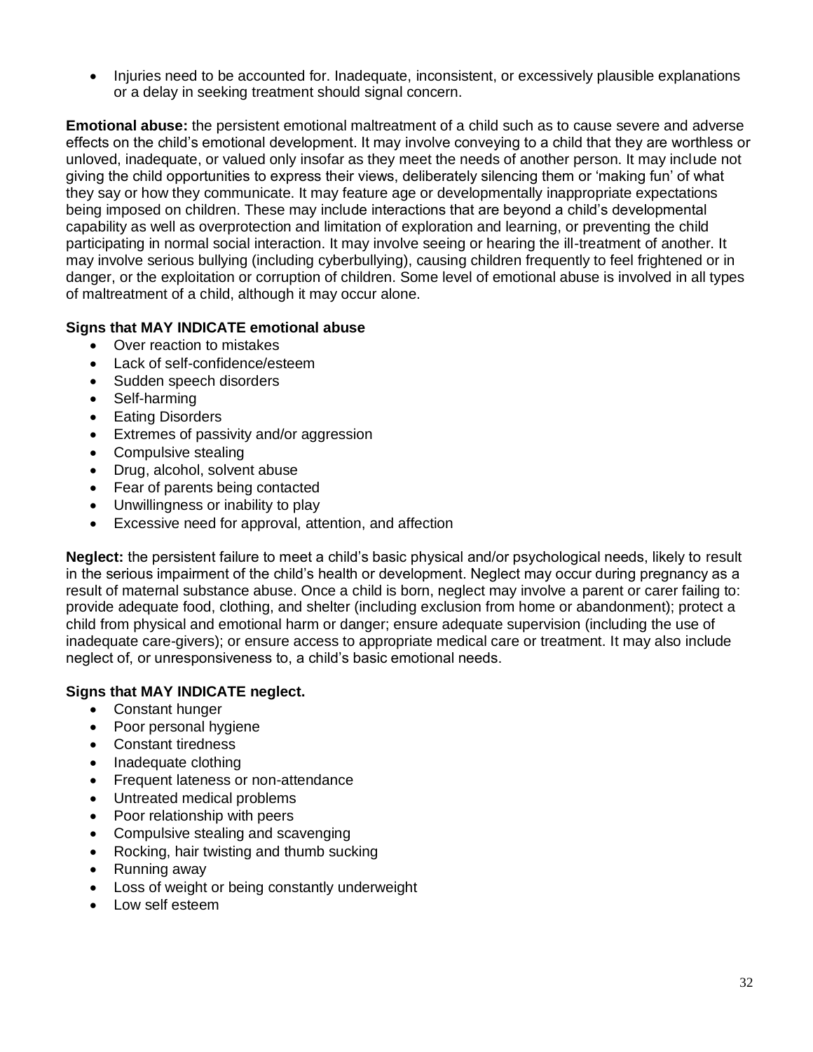- Injuries need to be accounted for. Inadequate, inconsistent, or excessively plausible explanations or a delay in seeking treatment should signal concern.

**Emotional abuse:** the persistent emotional maltreatment of a child such as to cause severe and adverse effects on the child's emotional development. It may involve conveying to a child that they are worthless or unloved, inadequate, or valued only insofar as they meet the needs of another person. It may include not giving the child opportunities to express their views, deliberately silencing them or 'making fun' of what they say or how they communicate. It may feature age or developmentally inappropriate expectations being imposed on children. These may include interactions that are beyond a child's developmental capability as well as overprotection and limitation of exploration and learning, or preventing the child participating in normal social interaction. It may involve seeing or hearing the ill-treatment of another. It may involve serious bullying (including cyberbullying), causing children frequently to feel frightened or in danger, or the exploitation or corruption of children. Some level of emotional abuse is involved in all types of maltreatment of a child, although it may occur alone.

**Signs that MAY INDICATE emotional abuse**

- Over reaction to mistakes
- Lack of self-confidence/esteem
- Sudden speech disorders
- Self-harming
- Eating Disorders
- Extremes of passivity and/or aggression
- Compulsive stealing
- Drug, alcohol, solvent abuse
- Fear of parents being contacted
- Unwillingness or inability to play
- Excessive need for approval, attention, and affection

**Neglect:** the persistent failure to meet a child's basic physical and/or psychological needs, likely to result in the serious impairment of the child's health or development. Neglect may occur during pregnancy as a result of maternal substance abuse. Once a child is born, neglect may involve a parent or carer failing to: provide adequate food, clothing, and shelter (including exclusion from home or abandonment); protect a child from physical and emotional harm or danger; ensure adequate supervision (including the use of inadequate care-givers); or ensure access to appropriate medical care or treatment. It may also include neglect of, or unresponsiveness to, a child's basic emotional needs.

**Signs that MAY INDICATE neglect.**

- Constant hunger
- Poor personal hygiene
- Constant tiredness
- Inadequate clothing
- Frequent lateness or non-attendance
- Untreated medical problems
- Poor relationship with peers
- Compulsive stealing and scavenging
- Rocking, hair twisting and thumb sucking
- Running away
- Loss of weight or being constantly underweight
- Low self esteem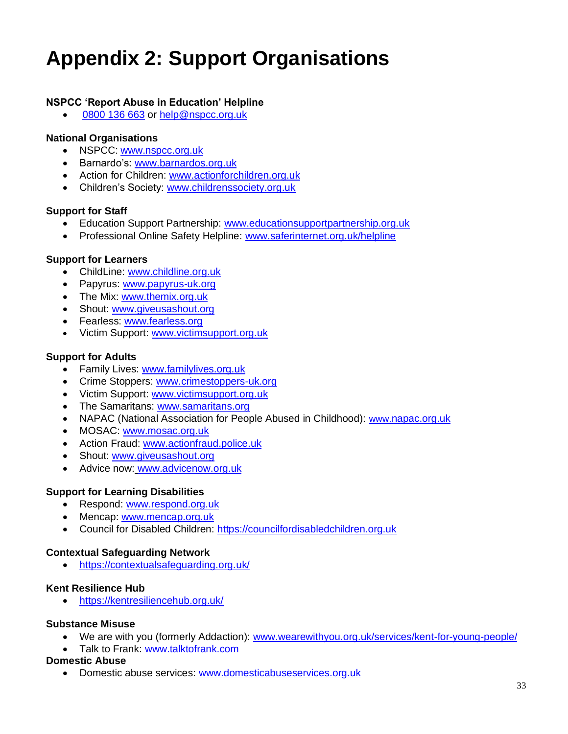# Appendix 2: Support Organisations

**NSPCC 'Report Abuse in Education' Helpline**

- 0800 136 663 or help@nspcc.org.uk

**National Organisations**

- NSPCC: www.nspcc.org.uk
- Barnardo's: www.barnardos.org.uk
- Action for Children: www.actionforchildren.org.uk
- Children's Society: www.childrenssociety.org.uk

**Support for Staff**

- Education Support Partnership: www.educationsupportpartnership.org.uk
- Professional Online Safety Helpline: www.saferinternet.org.uk/helpline

**Support for Learners**

- ChildLine: www.childline.org.uk
- Papyrus: www.papyrus-uk.org
- The Mix: www.themix.org.uk
- Shout: www.giveusashout.org
- Fearless: www.fearless.org
- Victim Support: www.victimsupport.org.uk

**Support for Adults**

- Family Lives: www.familylives.org.uk
- Crime Stoppers: www.crimestoppers-uk.org
- Victim Support: www.victimsupport.org.uk
- The Samaritans: www.samaritans.org
- NAPAC (National Association for People Abused in Childhood): www.napac.org.uk
- MOSAC: www.mosac.org.uk
- Action Fraud: www.actionfraud.police.uk
- Shout: www.giveusashout.org
- Advice now: www.advicenow.org.uk

**Support for Learning Disabilities**

- Respond: www.respond.org.uk
- Mencap: www.mencap.org.uk
- Council for Disabled Children: https://councilfordisabledchildren.org.uk

**Contextual Safeguarding Network**

- https://contextualsafeguarding.org.uk/

**Kent Resilience Hub**

- https://kentresiliencehub.org.uk/

**Substance Misuse**

- We are with you (formerly Addaction): www.wearewithyou.org.uk/services/kent-for-young-people/
- Talk to Frank: www.talktofrank.com

**Domestic Abuse**

- Domestic abuse services: www.domesticabuseservices.org.uk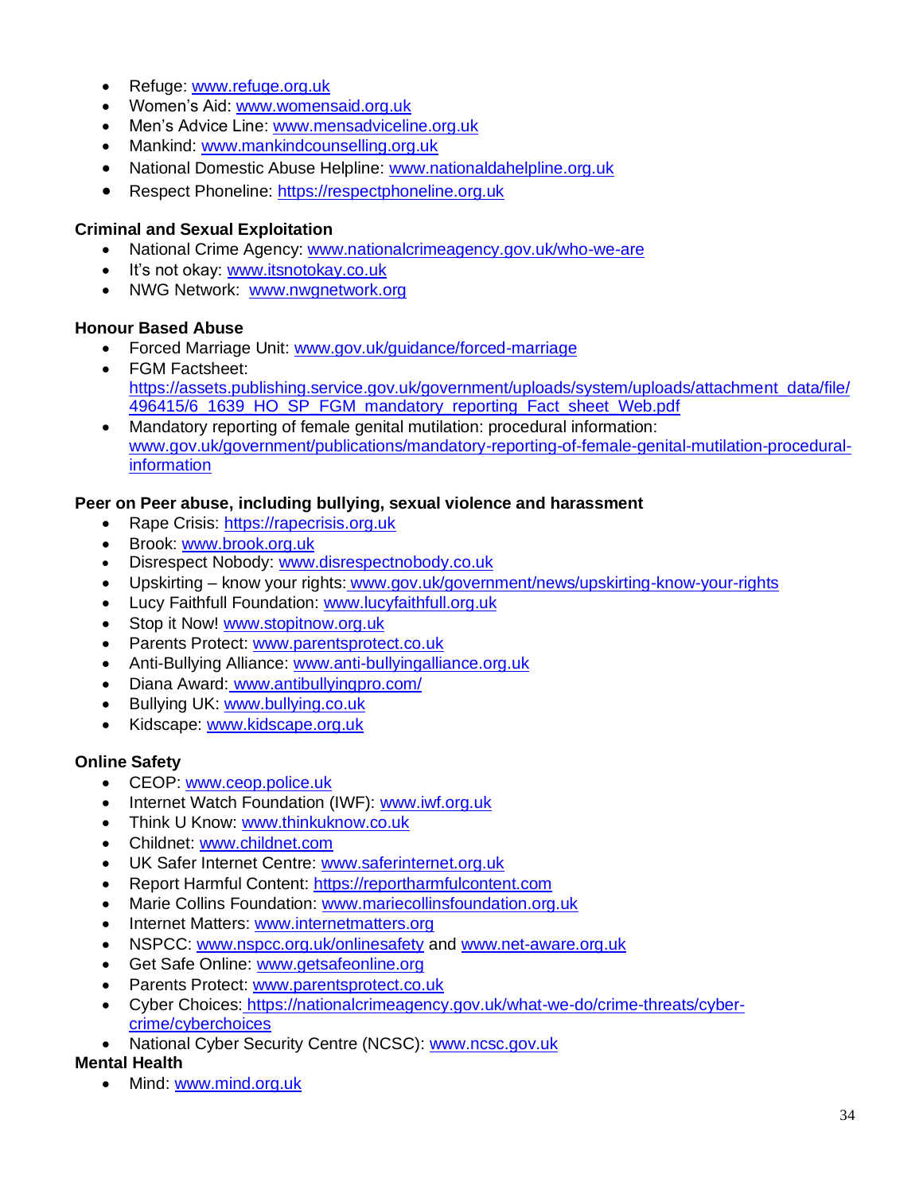- Refuge: www.refuge.org.uk
- Women's Aid: www.womensaid.org.uk
- Men's Advice Line: www.mensadviceline.org.uk
- Mankind: www.mankindcounselling.org.uk
- National Domestic Abuse Helpline: www.nationaldahelpline.org.uk
- Respect Phoneline: https://respectphoneline.org.uk

**Criminal and Sexual Exploitation**

- National Crime Agency: www.nationalcrimeagency.gov.uk/who-we-are
- It's not okay: www.itsnotokay.co.uk
- NWG Network: www.nwgnetwork.org

**Honour Based Abuse**

- Forced Marriage Unit: www.gov.uk/guidance/forced-marriage
- FGM Factsheet: https://assets.publishing.service.gov.uk/government/uploads/system/uploads/attachment_data/file/496415/6_1639_HO_SP_FGM_mandatory_reporting_Fact_sheet_Web.pdf
- Mandatory reporting of female genital mutilation: procedural information: www.gov.uk/government/publications/mandatory-reporting-of-female-genital-mutilation-procedural-information

**Peer on Peer abuse, including bullying, sexual violence and harassment**

- Rape Crisis: https://rapecrisis.org.uk
- Brook: www.brook.org.uk
- Disrespect Nobody: www.disrespectnobody.co.uk
- Upskirting – know your rights: www.gov.uk/government/news/upskirting-know-your-rights
- Lucy Faithfull Foundation: www.lucyfaithfull.org.uk
- Stop it Now! www.stopitnow.org.uk
- Parents Protect: www.parentsprotect.co.uk
- Anti-Bullying Alliance: www.anti-bullyingalliance.org.uk
- Diana Award: www.antibullyingpro.com/
- Bullying UK: www.bullying.co.uk
- Kidscape: www.kidscape.org.uk

**Online Safety**

- CEOP: www.ceop.police.uk
- Internet Watch Foundation (IWF): www.iwf.org.uk
- Think U Know: www.thinkuknow.co.uk
- Childnet: www.childnet.com
- UK Safer Internet Centre: www.saferinternet.org.uk
- Report Harmful Content: https://reportharmfulcontent.com
- Marie Collins Foundation: www.mariecollinsfoundation.org.uk
- Internet Matters: www.internetmatters.org
- NSPCC: www.nspcc.org.uk/onlinesafety and www.net-aware.org.uk
- Get Safe Online: www.getsafeonline.org
- Parents Protect: www.parentsprotect.co.uk
- Cyber Choices: https://nationalcrimeagency.gov.uk/what-we-do/crime-threats/cyber-crime/cyberchoices
- National Cyber Security Centre (NCSC): www.ncsc.gov.uk

**Mental Health**

- Mind: www.mind.org.uk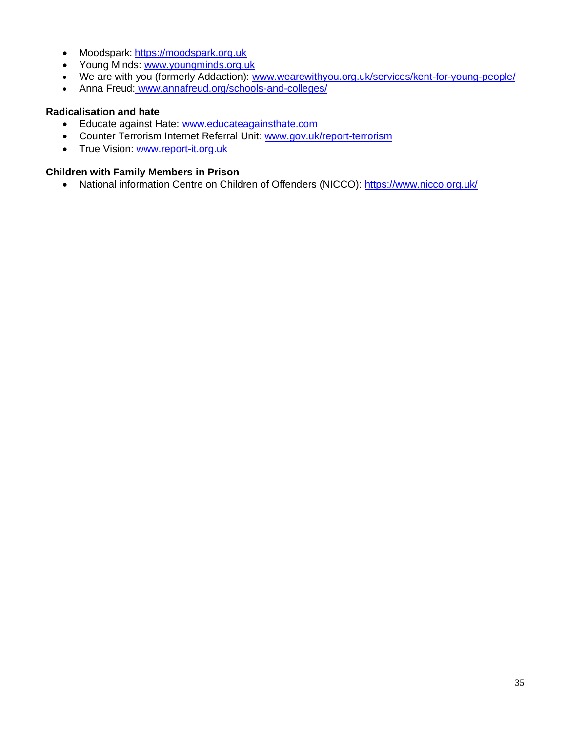- Moodspark: https://moodspark.org.uk
- Young Minds: www.youngminds.org.uk
- We are with you (formerly Addaction): www.wearewithyou.org.uk/services/kent-for-young-people/
- Anna Freud: www.annafreud.org/schools-and-colleges/

**Radicalisation and hate**

- Educate against Hate: www.educateagainsthate.com
- Counter Terrorism Internet Referral Unit: www.gov.uk/report-terrorism
- True Vision: www.report-it.org.uk

**Children with Family Members in Prison**

- National information Centre on Children of Offenders (NICCO): https://www.nicco.org.uk/